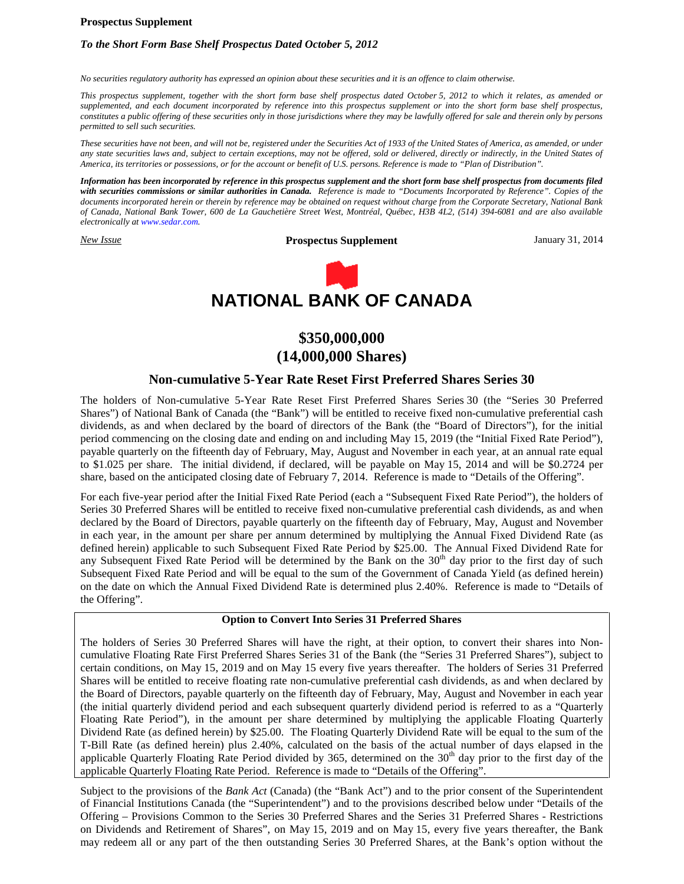**Prospectus Supplement**

***To the Short Form Base Shelf Prospectus Dated October 5, 2012***

*No securities regulatory authority has expressed an opinion about these securities and it is an offence to claim otherwise.*

*This prospectus supplement, together with the short form base shelf prospectus dated October 5, 2012 to which it relates, as amended or supplemented, and each document incorporated by reference into this prospectus supplement or into the short form base shelf prospectus, constitutes a public offering of these securities only in those jurisdictions where they may be lawfully offered for sale and therein only by persons permitted to sell such securities.*

*These securities have not been, and will not be, registered under the Securities Act of 1933 of the United States of America, as amended, or under any state securities laws and, subject to certain exceptions, may not be offered, sold or delivered, directly or indirectly, in the United States of America, its territories or possessions, or for the account or benefit of U.S. persons. Reference is made to "Plan of Distribution".*

***Information has been incorporated by reference in this prospectus supplement and the short form base shelf prospectus from documents filed with securities commissions or similar authorities in Canada.*** *Reference is made to "Documents Incorporated by Reference". Copies of the documents incorporated herein or therein by reference may be obtained on request without charge from the Corporate Secretary, National Bank of Canada, National Bank Tower, 600 de La Gauchetière Street West, Montréal, Québec, H3B 4L2, (514) 394-6081 and are also available electronically at www.sedar.com.*

*New Issue* — **Prospectus Supplement** — January 31, 2014

# NATIONAL BANK OF CANADA

## $350,000,000
## (14,000,000 Shares)

### Non-cumulative 5-Year Rate Reset First Preferred Shares Series 30

The holders of Non-cumulative 5-Year Rate Reset First Preferred Shares Series 30 (the "Series 30 Preferred Shares") of National Bank of Canada (the "Bank") will be entitled to receive fixed non-cumulative preferential cash dividends, as and when declared by the board of directors of the Bank (the "Board of Directors"), for the initial period commencing on the closing date and ending on and including May 15, 2019 (the "Initial Fixed Rate Period"), payable quarterly on the fifteenth day of February, May, August and November in each year, at an annual rate equal to $1.025 per share. The initial dividend, if declared, will be payable on May 15, 2014 and will be $0.2724 per share, based on the anticipated closing date of February 7, 2014. Reference is made to "Details of the Offering".

For each five-year period after the Initial Fixed Rate Period (each a "Subsequent Fixed Rate Period"), the holders of Series 30 Preferred Shares will be entitled to receive fixed non-cumulative preferential cash dividends, as and when declared by the Board of Directors, payable quarterly on the fifteenth day of February, May, August and November in each year, in the amount per share per annum determined by multiplying the Annual Fixed Dividend Rate (as defined herein) applicable to such Subsequent Fixed Rate Period by $25.00. The Annual Fixed Dividend Rate for any Subsequent Fixed Rate Period will be determined by the Bank on the 30th day prior to the first day of such Subsequent Fixed Rate Period and will be equal to the sum of the Government of Canada Yield (as defined herein) on the date on which the Annual Fixed Dividend Rate is determined plus 2.40%. Reference is made to "Details of the Offering".

**Option to Convert Into Series 31 Preferred Shares**

The holders of Series 30 Preferred Shares will have the right, at their option, to convert their shares into Non-cumulative Floating Rate First Preferred Shares Series 31 of the Bank (the "Series 31 Preferred Shares"), subject to certain conditions, on May 15, 2019 and on May 15 every five years thereafter. The holders of Series 31 Preferred Shares will be entitled to receive floating rate non-cumulative preferential cash dividends, as and when declared by the Board of Directors, payable quarterly on the fifteenth day of February, May, August and November in each year (the initial quarterly dividend period and each subsequent quarterly dividend period is referred to as a "Quarterly Floating Rate Period"), in the amount per share determined by multiplying the applicable Floating Quarterly Dividend Rate (as defined herein) by $25.00. The Floating Quarterly Dividend Rate will be equal to the sum of the T-Bill Rate (as defined herein) plus 2.40%, calculated on the basis of the actual number of days elapsed in the applicable Quarterly Floating Rate Period divided by 365, determined on the 30th day prior to the first day of the applicable Quarterly Floating Rate Period. Reference is made to "Details of the Offering".

Subject to the provisions of the *Bank Act* (Canada) (the "Bank Act") and to the prior consent of the Superintendent of Financial Institutions Canada (the "Superintendent") and to the provisions described below under "Details of the Offering – Provisions Common to the Series 30 Preferred Shares and the Series 31 Preferred Shares - Restrictions on Dividends and Retirement of Shares", on May 15, 2019 and on May 15, every five years thereafter, the Bank may redeem all or any part of the then outstanding Series 30 Preferred Shares, at the Bank's option without the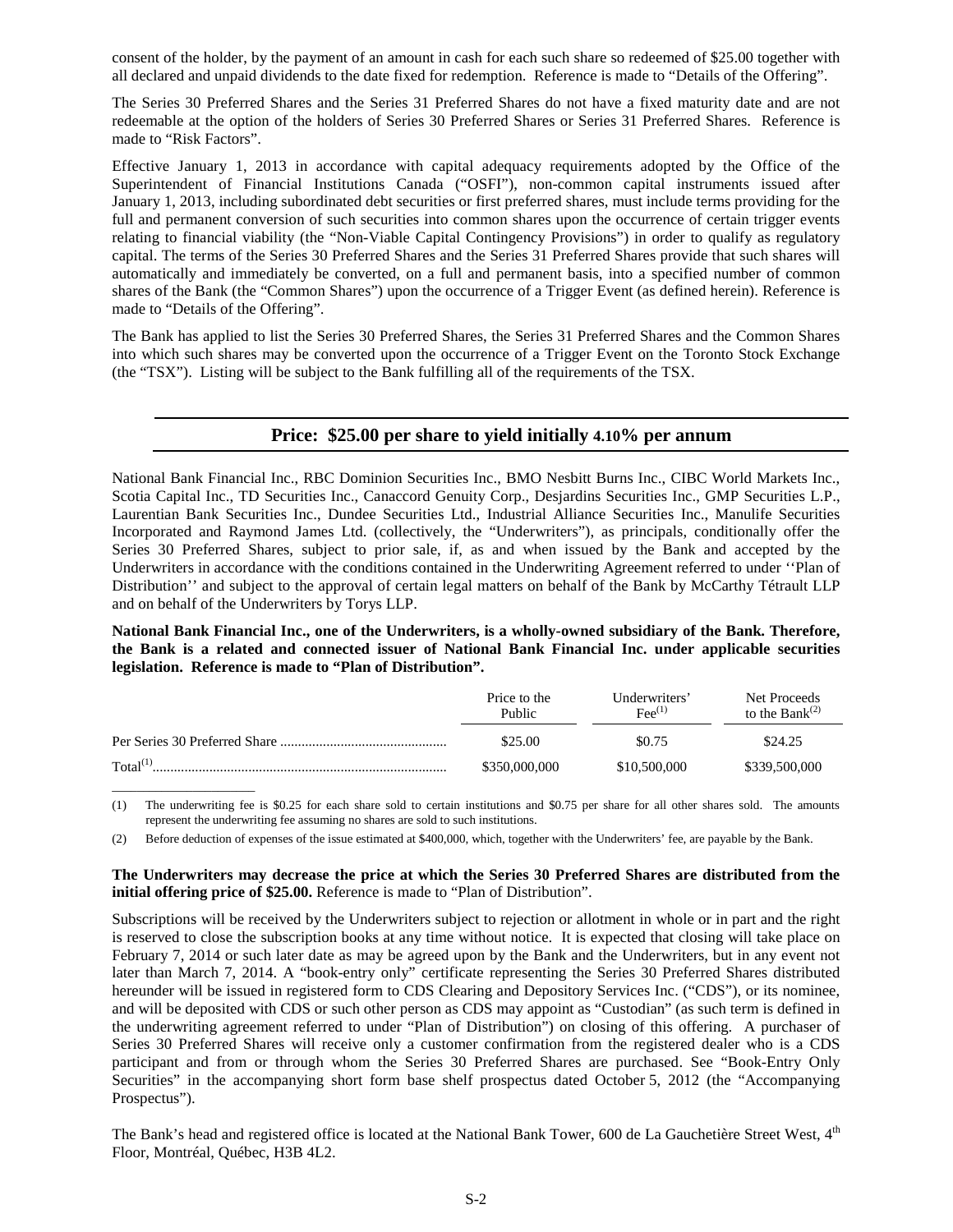consent of the holder, by the payment of an amount in cash for each such share so redeemed of $25.00 together with all declared and unpaid dividends to the date fixed for redemption. Reference is made to "Details of the Offering".

The Series 30 Preferred Shares and the Series 31 Preferred Shares do not have a fixed maturity date and are not redeemable at the option of the holders of Series 30 Preferred Shares or Series 31 Preferred Shares. Reference is made to "Risk Factors".

Effective January 1, 2013 in accordance with capital adequacy requirements adopted by the Office of the Superintendent of Financial Institutions Canada ("OSFI"), non-common capital instruments issued after January 1, 2013, including subordinated debt securities or first preferred shares, must include terms providing for the full and permanent conversion of such securities into common shares upon the occurrence of certain trigger events relating to financial viability (the "Non-Viable Capital Contingency Provisions") in order to qualify as regulatory capital. The terms of the Series 30 Preferred Shares and the Series 31 Preferred Shares provide that such shares will automatically and immediately be converted, on a full and permanent basis, into a specified number of common shares of the Bank (the "Common Shares") upon the occurrence of a Trigger Event (as defined herein). Reference is made to "Details of the Offering".

The Bank has applied to list the Series 30 Preferred Shares, the Series 31 Preferred Shares and the Common Shares into which such shares may be converted upon the occurrence of a Trigger Event on the Toronto Stock Exchange (the "TSX"). Listing will be subject to the Bank fulfilling all of the requirements of the TSX.

## Price: $25.00 per share to yield initially 4.10% per annum

National Bank Financial Inc., RBC Dominion Securities Inc., BMO Nesbitt Burns Inc., CIBC World Markets Inc., Scotia Capital Inc., TD Securities Inc., Canaccord Genuity Corp., Desjardins Securities Inc., GMP Securities L.P., Laurentian Bank Securities Inc., Dundee Securities Ltd., Industrial Alliance Securities Inc., Manulife Securities Incorporated and Raymond James Ltd. (collectively, the "Underwriters"), as principals, conditionally offer the Series 30 Preferred Shares, subject to prior sale, if, as and when issued by the Bank and accepted by the Underwriters in accordance with the conditions contained in the Underwriting Agreement referred to under ''Plan of Distribution'' and subject to the approval of certain legal matters on behalf of the Bank by McCarthy Tétrault LLP and on behalf of the Underwriters by Torys LLP.

**National Bank Financial Inc., one of the Underwriters, is a wholly-owned subsidiary of the Bank. Therefore, the Bank is a related and connected issuer of National Bank Financial Inc. under applicable securities legislation. Reference is made to "Plan of Distribution".**

| | Price to the Public | Underwriters' Fee[(1)] | Net Proceeds to the Bank[(2)] |
|---|---|---|---|
| Per Series 30 Preferred Share | $25.00 | $0.75 | $24.25 |
| Total[(1)] | $350,000,000 | $10,500,000 | $339,500,000 |

(1) The underwriting fee is $0.25 for each share sold to certain institutions and $0.75 per share for all other shares sold. The amounts represent the underwriting fee assuming no shares are sold to such institutions.

(2) Before deduction of expenses of the issue estimated at $400,000, which, together with the Underwriters' fee, are payable by the Bank.

**The Underwriters may decrease the price at which the Series 30 Preferred Shares are distributed from the initial offering price of $25.00.** Reference is made to "Plan of Distribution".

Subscriptions will be received by the Underwriters subject to rejection or allotment in whole or in part and the right is reserved to close the subscription books at any time without notice. It is expected that closing will take place on February 7, 2014 or such later date as may be agreed upon by the Bank and the Underwriters, but in any event not later than March 7, 2014. A "book-entry only" certificate representing the Series 30 Preferred Shares distributed hereunder will be issued in registered form to CDS Clearing and Depository Services Inc. ("CDS"), or its nominee, and will be deposited with CDS or such other person as CDS may appoint as "Custodian" (as such term is defined in the underwriting agreement referred to under "Plan of Distribution") on closing of this offering. A purchaser of Series 30 Preferred Shares will receive only a customer confirmation from the registered dealer who is a CDS participant and from or through whom the Series 30 Preferred Shares are purchased. See "Book-Entry Only Securities" in the accompanying short form base shelf prospectus dated October 5, 2012 (the "Accompanying Prospectus").

The Bank's head and registered office is located at the National Bank Tower, 600 de La Gauchetière Street West, 4th Floor, Montréal, Québec, H3B 4L2.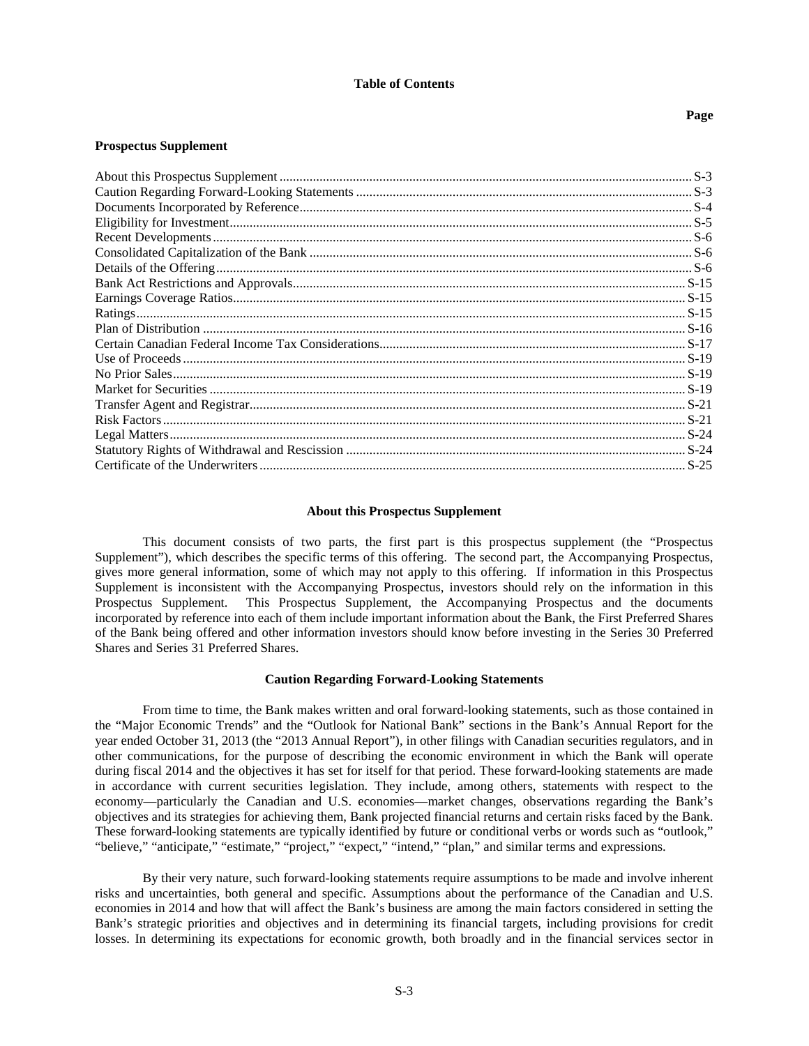## Table of Contents

| Prospectus Supplement | Page |
|---|---|
| About this Prospectus Supplement | S-3 |
| Caution Regarding Forward-Looking Statements | S-3 |
| Documents Incorporated by Reference | S-4 |
| Eligibility for Investment | S-5 |
| Recent Developments | S-6 |
| Consolidated Capitalization of the Bank | S-6 |
| Details of the Offering | S-6 |
| Bank Act Restrictions and Approvals | S-15 |
| Earnings Coverage Ratios | S-15 |
| Ratings | S-15 |
| Plan of Distribution | S-16 |
| Certain Canadian Federal Income Tax Considerations | S-17 |
| Use of Proceeds | S-19 |
| No Prior Sales | S-19 |
| Market for Securities | S-19 |
| Transfer Agent and Registrar | S-21 |
| Risk Factors | S-21 |
| Legal Matters | S-24 |
| Statutory Rights of Withdrawal and Rescission | S-24 |
| Certificate of the Underwriters | S-25 |

## About this Prospectus Supplement

This document consists of two parts, the first part is this prospectus supplement (the "Prospectus Supplement"), which describes the specific terms of this offering. The second part, the Accompanying Prospectus, gives more general information, some of which may not apply to this offering. If information in this Prospectus Supplement is inconsistent with the Accompanying Prospectus, investors should rely on the information in this Prospectus Supplement. This Prospectus Supplement, the Accompanying Prospectus and the documents incorporated by reference into each of them include important information about the Bank, the First Preferred Shares of the Bank being offered and other information investors should know before investing in the Series 30 Preferred Shares and Series 31 Preferred Shares.

## Caution Regarding Forward-Looking Statements

From time to time, the Bank makes written and oral forward-looking statements, such as those contained in the "Major Economic Trends" and the "Outlook for National Bank" sections in the Bank's Annual Report for the year ended October 31, 2013 (the "2013 Annual Report"), in other filings with Canadian securities regulators, and in other communications, for the purpose of describing the economic environment in which the Bank will operate during fiscal 2014 and the objectives it has set for itself for that period. These forward-looking statements are made in accordance with current securities legislation. They include, among others, statements with respect to the economy—particularly the Canadian and U.S. economies—market changes, observations regarding the Bank's objectives and its strategies for achieving them, Bank projected financial returns and certain risks faced by the Bank. These forward-looking statements are typically identified by future or conditional verbs or words such as "outlook," "believe," "anticipate," "estimate," "project," "expect," "intend," "plan," and similar terms and expressions.

By their very nature, such forward-looking statements require assumptions to be made and involve inherent risks and uncertainties, both general and specific. Assumptions about the performance of the Canadian and U.S. economies in 2014 and how that will affect the Bank's business are among the main factors considered in setting the Bank's strategic priorities and objectives and in determining its financial targets, including provisions for credit losses. In determining its expectations for economic growth, both broadly and in the financial services sector in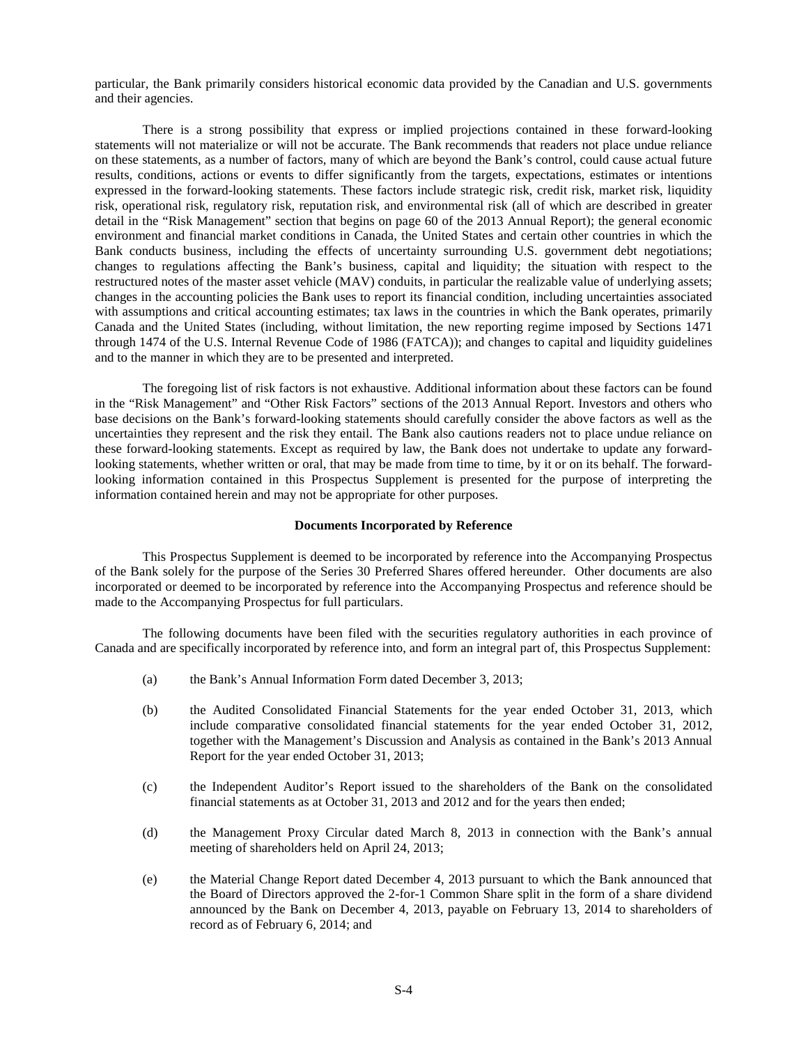particular, the Bank primarily considers historical economic data provided by the Canadian and U.S. governments and their agencies.

There is a strong possibility that express or implied projections contained in these forward-looking statements will not materialize or will not be accurate. The Bank recommends that readers not place undue reliance on these statements, as a number of factors, many of which are beyond the Bank's control, could cause actual future results, conditions, actions or events to differ significantly from the targets, expectations, estimates or intentions expressed in the forward-looking statements. These factors include strategic risk, credit risk, market risk, liquidity risk, operational risk, regulatory risk, reputation risk, and environmental risk (all of which are described in greater detail in the "Risk Management" section that begins on page 60 of the 2013 Annual Report); the general economic environment and financial market conditions in Canada, the United States and certain other countries in which the Bank conducts business, including the effects of uncertainty surrounding U.S. government debt negotiations; changes to regulations affecting the Bank's business, capital and liquidity; the situation with respect to the restructured notes of the master asset vehicle (MAV) conduits, in particular the realizable value of underlying assets; changes in the accounting policies the Bank uses to report its financial condition, including uncertainties associated with assumptions and critical accounting estimates; tax laws in the countries in which the Bank operates, primarily Canada and the United States (including, without limitation, the new reporting regime imposed by Sections 1471 through 1474 of the U.S. Internal Revenue Code of 1986 (FATCA)); and changes to capital and liquidity guidelines and to the manner in which they are to be presented and interpreted.

The foregoing list of risk factors is not exhaustive. Additional information about these factors can be found in the "Risk Management" and "Other Risk Factors" sections of the 2013 Annual Report. Investors and others who base decisions on the Bank's forward-looking statements should carefully consider the above factors as well as the uncertainties they represent and the risk they entail. The Bank also cautions readers not to place undue reliance on these forward-looking statements. Except as required by law, the Bank does not undertake to update any forward-looking statements, whether written or oral, that may be made from time to time, by it or on its behalf. The forward-looking information contained in this Prospectus Supplement is presented for the purpose of interpreting the information contained herein and may not be appropriate for other purposes.

## Documents Incorporated by Reference

This Prospectus Supplement is deemed to be incorporated by reference into the Accompanying Prospectus of the Bank solely for the purpose of the Series 30 Preferred Shares offered hereunder. Other documents are also incorporated or deemed to be incorporated by reference into the Accompanying Prospectus and reference should be made to the Accompanying Prospectus for full particulars.

The following documents have been filed with the securities regulatory authorities in each province of Canada and are specifically incorporated by reference into, and form an integral part of, this Prospectus Supplement:

(a) the Bank's Annual Information Form dated December 3, 2013;

(b) the Audited Consolidated Financial Statements for the year ended October 31, 2013, which include comparative consolidated financial statements for the year ended October 31, 2012, together with the Management's Discussion and Analysis as contained in the Bank's 2013 Annual Report for the year ended October 31, 2013;

(c) the Independent Auditor's Report issued to the shareholders of the Bank on the consolidated financial statements as at October 31, 2013 and 2012 and for the years then ended;

(d) the Management Proxy Circular dated March 8, 2013 in connection with the Bank's annual meeting of shareholders held on April 24, 2013;

(e) the Material Change Report dated December 4, 2013 pursuant to which the Bank announced that the Board of Directors approved the 2-for-1 Common Share split in the form of a share dividend announced by the Bank on December 4, 2013, payable on February 13, 2014 to shareholders of record as of February 6, 2014; and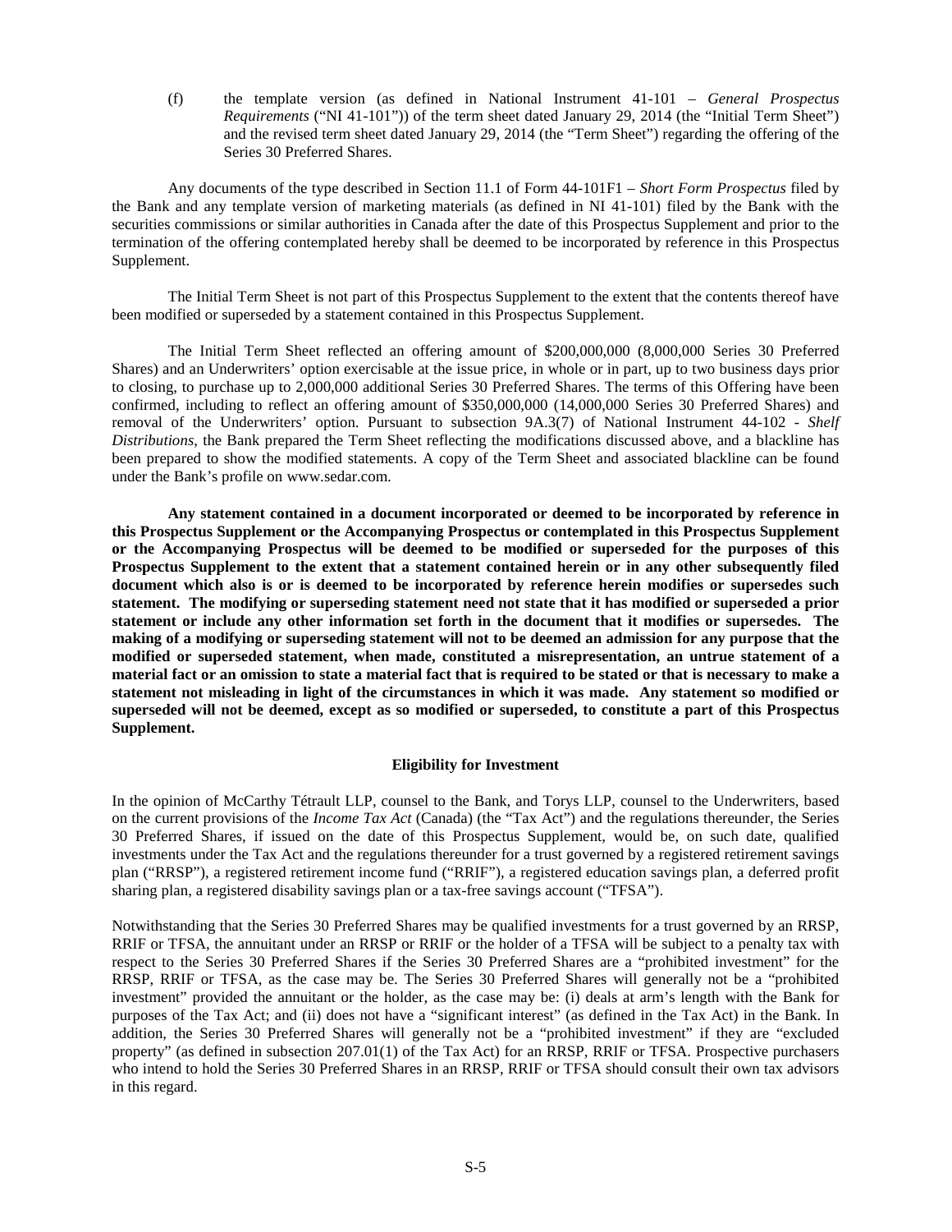(f) the template version (as defined in National Instrument 41-101 – *General Prospectus Requirements* ("NI 41-101")) of the term sheet dated January 29, 2014 (the "Initial Term Sheet") and the revised term sheet dated January 29, 2014 (the "Term Sheet") regarding the offering of the Series 30 Preferred Shares.

Any documents of the type described in Section 11.1 of Form 44-101F1 – *Short Form Prospectus* filed by the Bank and any template version of marketing materials (as defined in NI 41-101) filed by the Bank with the securities commissions or similar authorities in Canada after the date of this Prospectus Supplement and prior to the termination of the offering contemplated hereby shall be deemed to be incorporated by reference in this Prospectus Supplement.

The Initial Term Sheet is not part of this Prospectus Supplement to the extent that the contents thereof have been modified or superseded by a statement contained in this Prospectus Supplement.

The Initial Term Sheet reflected an offering amount of $200,000,000 (8,000,000 Series 30 Preferred Shares) and an Underwriters' option exercisable at the issue price, in whole or in part, up to two business days prior to closing, to purchase up to 2,000,000 additional Series 30 Preferred Shares. The terms of this Offering have been confirmed, including to reflect an offering amount of $350,000,000 (14,000,000 Series 30 Preferred Shares) and removal of the Underwriters' option. Pursuant to subsection 9A.3(7) of National Instrument 44-102 - *Shelf Distributions*, the Bank prepared the Term Sheet reflecting the modifications discussed above, and a blackline has been prepared to show the modified statements. A copy of the Term Sheet and associated blackline can be found under the Bank's profile on www.sedar.com.

**Any statement contained in a document incorporated or deemed to be incorporated by reference in this Prospectus Supplement or the Accompanying Prospectus or contemplated in this Prospectus Supplement or the Accompanying Prospectus will be deemed to be modified or superseded for the purposes of this Prospectus Supplement to the extent that a statement contained herein or in any other subsequently filed document which also is or is deemed to be incorporated by reference herein modifies or supersedes such statement. The modifying or superseding statement need not state that it has modified or superseded a prior statement or include any other information set forth in the document that it modifies or supersedes. The making of a modifying or superseding statement will not to be deemed an admission for any purpose that the modified or superseded statement, when made, constituted a misrepresentation, an untrue statement of a material fact or an omission to state a material fact that is required to be stated or that is necessary to make a statement not misleading in light of the circumstances in which it was made. Any statement so modified or superseded will not be deemed, except as so modified or superseded, to constitute a part of this Prospectus Supplement.**

## Eligibility for Investment

In the opinion of McCarthy Tétrault LLP, counsel to the Bank, and Torys LLP, counsel to the Underwriters, based on the current provisions of the *Income Tax Act* (Canada) (the "Tax Act") and the regulations thereunder, the Series 30 Preferred Shares, if issued on the date of this Prospectus Supplement, would be, on such date, qualified investments under the Tax Act and the regulations thereunder for a trust governed by a registered retirement savings plan ("RRSP"), a registered retirement income fund ("RRIF"), a registered education savings plan, a deferred profit sharing plan, a registered disability savings plan or a tax-free savings account ("TFSA").

Notwithstanding that the Series 30 Preferred Shares may be qualified investments for a trust governed by an RRSP, RRIF or TFSA, the annuitant under an RRSP or RRIF or the holder of a TFSA will be subject to a penalty tax with respect to the Series 30 Preferred Shares if the Series 30 Preferred Shares are a "prohibited investment" for the RRSP, RRIF or TFSA, as the case may be. The Series 30 Preferred Shares will generally not be a "prohibited investment" provided the annuitant or the holder, as the case may be: (i) deals at arm's length with the Bank for purposes of the Tax Act; and (ii) does not have a "significant interest" (as defined in the Tax Act) in the Bank. In addition, the Series 30 Preferred Shares will generally not be a "prohibited investment" if they are "excluded property" (as defined in subsection 207.01(1) of the Tax Act) for an RRSP, RRIF or TFSA. Prospective purchasers who intend to hold the Series 30 Preferred Shares in an RRSP, RRIF or TFSA should consult their own tax advisors in this regard.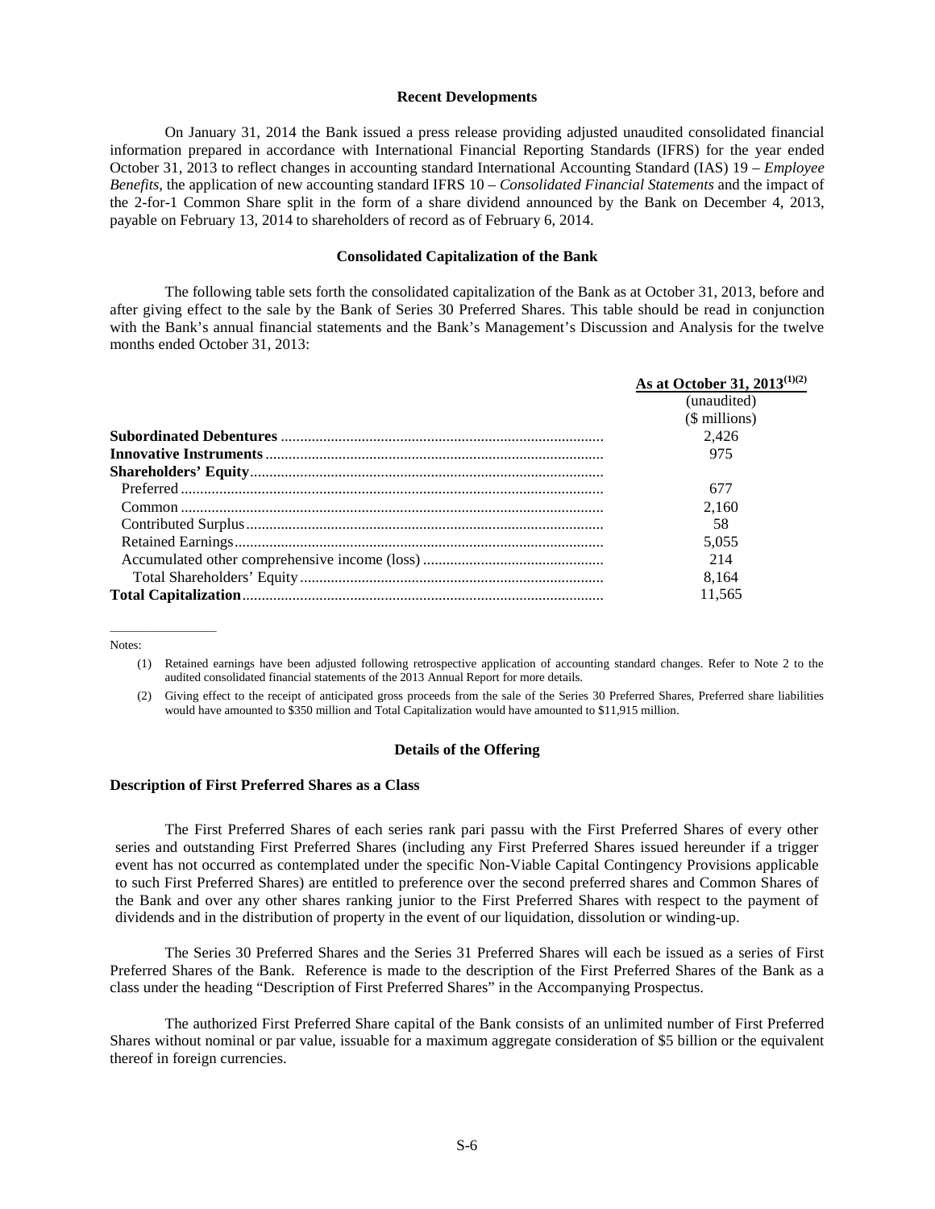## Recent Developments

On January 31, 2014 the Bank issued a press release providing adjusted unaudited consolidated financial information prepared in accordance with International Financial Reporting Standards (IFRS) for the year ended October 31, 2013 to reflect changes in accounting standard International Accounting Standard (IAS) 19 – *Employee Benefits*, the application of new accounting standard IFRS 10 – *Consolidated Financial Statements* and the impact of the 2-for-1 Common Share split in the form of a share dividend announced by the Bank on December 4, 2013, payable on February 13, 2014 to shareholders of record as of February 6, 2014.

## Consolidated Capitalization of the Bank

The following table sets forth the consolidated capitalization of the Bank as at October 31, 2013, before and after giving effect to the sale by the Bank of Series 30 Preferred Shares. This table should be read in conjunction with the Bank's annual financial statements and the Bank's Management's Discussion and Analysis for the twelve months ended October 31, 2013:

| | As at October 31, 2013[(1)(2)] |
|---|---|
| | (unaudited) |
| | ($ millions) |
| **Subordinated Debentures** | 2,426 |
| **Innovative Instruments** | 975 |
| **Shareholders' Equity** | |
| Preferred | 677 |
| Common | 2,160 |
| Contributed Surplus | 58 |
| Retained Earnings | 5,055 |
| Accumulated other comprehensive income (loss) | 214 |
| Total Shareholders' Equity | 8,164 |
| **Total Capitalization** | 11,565 |

Notes:

(1) Retained earnings have been adjusted following retrospective application of accounting standard changes. Refer to Note 2 to the audited consolidated financial statements of the 2013 Annual Report for more details.

(2) Giving effect to the receipt of anticipated gross proceeds from the sale of the Series 30 Preferred Shares, Preferred share liabilities would have amounted to $350 million and Total Capitalization would have amounted to $11,915 million.

## Details of the Offering

### Description of First Preferred Shares as a Class

The First Preferred Shares of each series rank pari passu with the First Preferred Shares of every other series and outstanding First Preferred Shares (including any First Preferred Shares issued hereunder if a trigger event has not occurred as contemplated under the specific Non-Viable Capital Contingency Provisions applicable to such First Preferred Shares) are entitled to preference over the second preferred shares and Common Shares of the Bank and over any other shares ranking junior to the First Preferred Shares with respect to the payment of dividends and in the distribution of property in the event of our liquidation, dissolution or winding-up.

The Series 30 Preferred Shares and the Series 31 Preferred Shares will each be issued as a series of First Preferred Shares of the Bank. Reference is made to the description of the First Preferred Shares of the Bank as a class under the heading "Description of First Preferred Shares" in the Accompanying Prospectus.

The authorized First Preferred Share capital of the Bank consists of an unlimited number of First Preferred Shares without nominal or par value, issuable for a maximum aggregate consideration of $5 billion or the equivalent thereof in foreign currencies.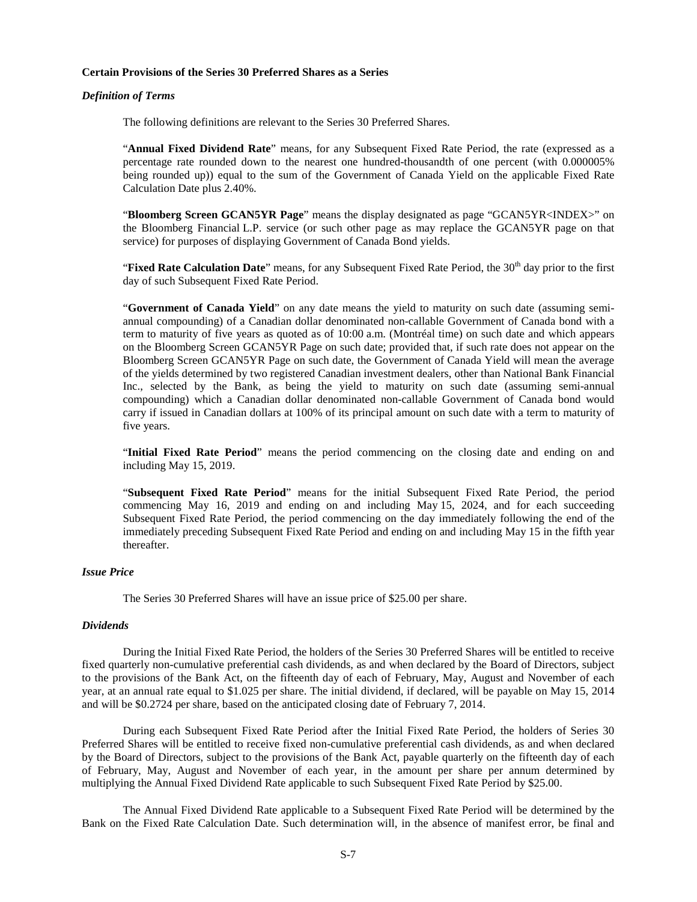**Certain Provisions of the Series 30 Preferred Shares as a Series**

***Definition of Terms***

The following definitions are relevant to the Series 30 Preferred Shares.

"**Annual Fixed Dividend Rate**" means, for any Subsequent Fixed Rate Period, the rate (expressed as a percentage rate rounded down to the nearest one hundred-thousandth of one percent (with 0.000005% being rounded up)) equal to the sum of the Government of Canada Yield on the applicable Fixed Rate Calculation Date plus 2.40%.

"**Bloomberg Screen GCAN5YR Page**" means the display designated as page "GCAN5YR<INDEX>" on the Bloomberg Financial L.P. service (or such other page as may replace the GCAN5YR page on that service) for purposes of displaying Government of Canada Bond yields.

"**Fixed Rate Calculation Date**" means, for any Subsequent Fixed Rate Period, the 30th day prior to the first day of such Subsequent Fixed Rate Period.

"**Government of Canada Yield**" on any date means the yield to maturity on such date (assuming semi-annual compounding) of a Canadian dollar denominated non-callable Government of Canada bond with a term to maturity of five years as quoted as of 10:00 a.m. (Montréal time) on such date and which appears on the Bloomberg Screen GCAN5YR Page on such date; provided that, if such rate does not appear on the Bloomberg Screen GCAN5YR Page on such date, the Government of Canada Yield will mean the average of the yields determined by two registered Canadian investment dealers, other than National Bank Financial Inc., selected by the Bank, as being the yield to maturity on such date (assuming semi-annual compounding) which a Canadian dollar denominated non-callable Government of Canada bond would carry if issued in Canadian dollars at 100% of its principal amount on such date with a term to maturity of five years.

"**Initial Fixed Rate Period**" means the period commencing on the closing date and ending on and including May 15, 2019.

"**Subsequent Fixed Rate Period**" means for the initial Subsequent Fixed Rate Period, the period commencing May 16, 2019 and ending on and including May 15, 2024, and for each succeeding Subsequent Fixed Rate Period, the period commencing on the day immediately following the end of the immediately preceding Subsequent Fixed Rate Period and ending on and including May 15 in the fifth year thereafter.

***Issue Price***

The Series 30 Preferred Shares will have an issue price of $25.00 per share.

***Dividends***

During the Initial Fixed Rate Period, the holders of the Series 30 Preferred Shares will be entitled to receive fixed quarterly non-cumulative preferential cash dividends, as and when declared by the Board of Directors, subject to the provisions of the Bank Act, on the fifteenth day of each of February, May, August and November of each year, at an annual rate equal to $1.025 per share. The initial dividend, if declared, will be payable on May 15, 2014 and will be $0.2724 per share, based on the anticipated closing date of February 7, 2014.

During each Subsequent Fixed Rate Period after the Initial Fixed Rate Period, the holders of Series 30 Preferred Shares will be entitled to receive fixed non-cumulative preferential cash dividends, as and when declared by the Board of Directors, subject to the provisions of the Bank Act, payable quarterly on the fifteenth day of each of February, May, August and November of each year, in the amount per share per annum determined by multiplying the Annual Fixed Dividend Rate applicable to such Subsequent Fixed Rate Period by $25.00.

The Annual Fixed Dividend Rate applicable to a Subsequent Fixed Rate Period will be determined by the Bank on the Fixed Rate Calculation Date. Such determination will, in the absence of manifest error, be final and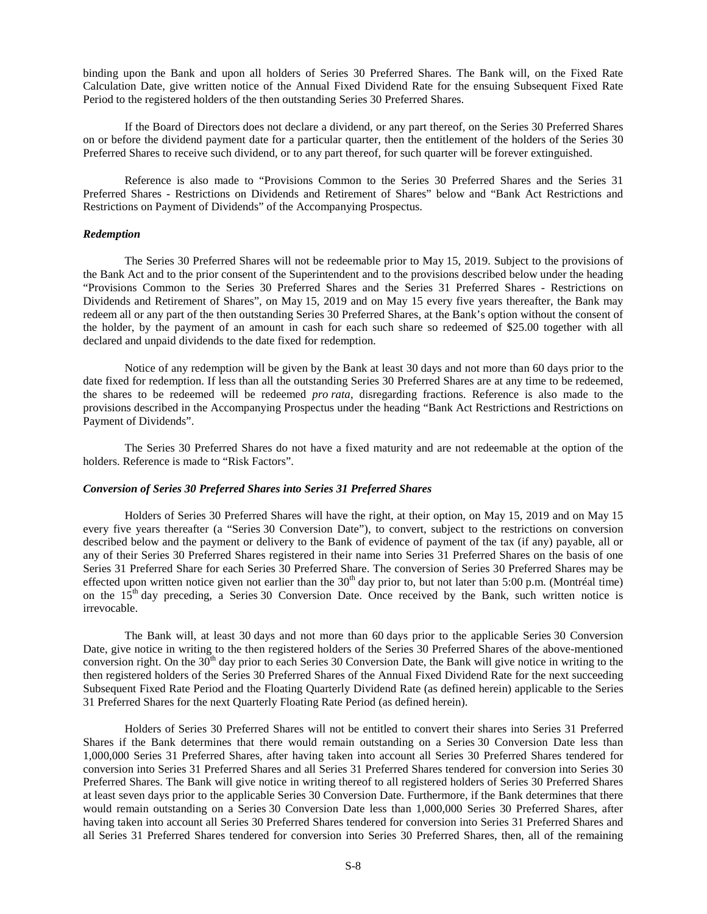binding upon the Bank and upon all holders of Series 30 Preferred Shares. The Bank will, on the Fixed Rate Calculation Date, give written notice of the Annual Fixed Dividend Rate for the ensuing Subsequent Fixed Rate Period to the registered holders of the then outstanding Series 30 Preferred Shares.

If the Board of Directors does not declare a dividend, or any part thereof, on the Series 30 Preferred Shares on or before the dividend payment date for a particular quarter, then the entitlement of the holders of the Series 30 Preferred Shares to receive such dividend, or to any part thereof, for such quarter will be forever extinguished.

Reference is also made to "Provisions Common to the Series 30 Preferred Shares and the Series 31 Preferred Shares - Restrictions on Dividends and Retirement of Shares" below and "Bank Act Restrictions and Restrictions on Payment of Dividends" of the Accompanying Prospectus.

***Redemption***

The Series 30 Preferred Shares will not be redeemable prior to May 15, 2019. Subject to the provisions of the Bank Act and to the prior consent of the Superintendent and to the provisions described below under the heading "Provisions Common to the Series 30 Preferred Shares and the Series 31 Preferred Shares - Restrictions on Dividends and Retirement of Shares", on May 15, 2019 and on May 15 every five years thereafter, the Bank may redeem all or any part of the then outstanding Series 30 Preferred Shares, at the Bank's option without the consent of the holder, by the payment of an amount in cash for each such share so redeemed of $25.00 together with all declared and unpaid dividends to the date fixed for redemption.

Notice of any redemption will be given by the Bank at least 30 days and not more than 60 days prior to the date fixed for redemption. If less than all the outstanding Series 30 Preferred Shares are at any time to be redeemed, the shares to be redeemed will be redeemed *pro rata*, disregarding fractions. Reference is also made to the provisions described in the Accompanying Prospectus under the heading "Bank Act Restrictions and Restrictions on Payment of Dividends".

The Series 30 Preferred Shares do not have a fixed maturity and are not redeemable at the option of the holders. Reference is made to "Risk Factors".

***Conversion of Series 30 Preferred Shares into Series 31 Preferred Shares***

Holders of Series 30 Preferred Shares will have the right, at their option, on May 15, 2019 and on May 15 every five years thereafter (a "Series 30 Conversion Date"), to convert, subject to the restrictions on conversion described below and the payment or delivery to the Bank of evidence of payment of the tax (if any) payable, all or any of their Series 30 Preferred Shares registered in their name into Series 31 Preferred Shares on the basis of one Series 31 Preferred Share for each Series 30 Preferred Share. The conversion of Series 30 Preferred Shares may be effected upon written notice given not earlier than the 30th day prior to, but not later than 5:00 p.m. (Montréal time) on the 15th day preceding, a Series 30 Conversion Date. Once received by the Bank, such written notice is irrevocable.

The Bank will, at least 30 days and not more than 60 days prior to the applicable Series 30 Conversion Date, give notice in writing to the then registered holders of the Series 30 Preferred Shares of the above-mentioned conversion right. On the 30th day prior to each Series 30 Conversion Date, the Bank will give notice in writing to the then registered holders of the Series 30 Preferred Shares of the Annual Fixed Dividend Rate for the next succeeding Subsequent Fixed Rate Period and the Floating Quarterly Dividend Rate (as defined herein) applicable to the Series 31 Preferred Shares for the next Quarterly Floating Rate Period (as defined herein).

Holders of Series 30 Preferred Shares will not be entitled to convert their shares into Series 31 Preferred Shares if the Bank determines that there would remain outstanding on a Series 30 Conversion Date less than 1,000,000 Series 31 Preferred Shares, after having taken into account all Series 30 Preferred Shares tendered for conversion into Series 31 Preferred Shares and all Series 31 Preferred Shares tendered for conversion into Series 30 Preferred Shares. The Bank will give notice in writing thereof to all registered holders of Series 30 Preferred Shares at least seven days prior to the applicable Series 30 Conversion Date. Furthermore, if the Bank determines that there would remain outstanding on a Series 30 Conversion Date less than 1,000,000 Series 30 Preferred Shares, after having taken into account all Series 30 Preferred Shares tendered for conversion into Series 31 Preferred Shares and all Series 31 Preferred Shares tendered for conversion into Series 30 Preferred Shares, then, all of the remaining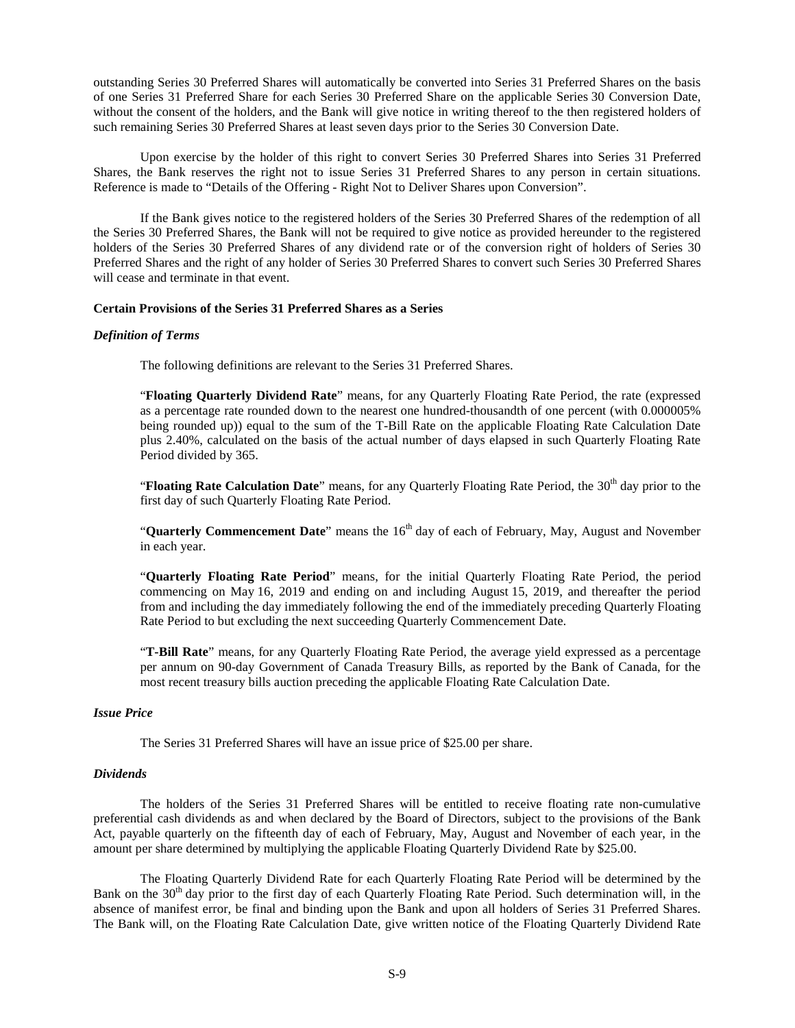outstanding Series 30 Preferred Shares will automatically be converted into Series 31 Preferred Shares on the basis of one Series 31 Preferred Share for each Series 30 Preferred Share on the applicable Series 30 Conversion Date, without the consent of the holders, and the Bank will give notice in writing thereof to the then registered holders of such remaining Series 30 Preferred Shares at least seven days prior to the Series 30 Conversion Date.

Upon exercise by the holder of this right to convert Series 30 Preferred Shares into Series 31 Preferred Shares, the Bank reserves the right not to issue Series 31 Preferred Shares to any person in certain situations. Reference is made to "Details of the Offering - Right Not to Deliver Shares upon Conversion".

If the Bank gives notice to the registered holders of the Series 30 Preferred Shares of the redemption of all the Series 30 Preferred Shares, the Bank will not be required to give notice as provided hereunder to the registered holders of the Series 30 Preferred Shares of any dividend rate or of the conversion right of holders of Series 30 Preferred Shares and the right of any holder of Series 30 Preferred Shares to convert such Series 30 Preferred Shares will cease and terminate in that event.

**Certain Provisions of the Series 31 Preferred Shares as a Series**

***Definition of Terms***

The following definitions are relevant to the Series 31 Preferred Shares.

"**Floating Quarterly Dividend Rate**" means, for any Quarterly Floating Rate Period, the rate (expressed as a percentage rate rounded down to the nearest one hundred-thousandth of one percent (with 0.000005% being rounded up)) equal to the sum of the T-Bill Rate on the applicable Floating Rate Calculation Date plus 2.40%, calculated on the basis of the actual number of days elapsed in such Quarterly Floating Rate Period divided by 365.

"**Floating Rate Calculation Date**" means, for any Quarterly Floating Rate Period, the 30th day prior to the first day of such Quarterly Floating Rate Period.

"**Quarterly Commencement Date**" means the 16th day of each of February, May, August and November in each year.

"**Quarterly Floating Rate Period**" means, for the initial Quarterly Floating Rate Period, the period commencing on May 16, 2019 and ending on and including August 15, 2019, and thereafter the period from and including the day immediately following the end of the immediately preceding Quarterly Floating Rate Period to but excluding the next succeeding Quarterly Commencement Date.

"**T-Bill Rate**" means, for any Quarterly Floating Rate Period, the average yield expressed as a percentage per annum on 90-day Government of Canada Treasury Bills, as reported by the Bank of Canada, for the most recent treasury bills auction preceding the applicable Floating Rate Calculation Date.

***Issue Price***

The Series 31 Preferred Shares will have an issue price of $25.00 per share.

***Dividends***

The holders of the Series 31 Preferred Shares will be entitled to receive floating rate non-cumulative preferential cash dividends as and when declared by the Board of Directors, subject to the provisions of the Bank Act, payable quarterly on the fifteenth day of each of February, May, August and November of each year, in the amount per share determined by multiplying the applicable Floating Quarterly Dividend Rate by $25.00.

The Floating Quarterly Dividend Rate for each Quarterly Floating Rate Period will be determined by the Bank on the 30th day prior to the first day of each Quarterly Floating Rate Period. Such determination will, in the absence of manifest error, be final and binding upon the Bank and upon all holders of Series 31 Preferred Shares. The Bank will, on the Floating Rate Calculation Date, give written notice of the Floating Quarterly Dividend Rate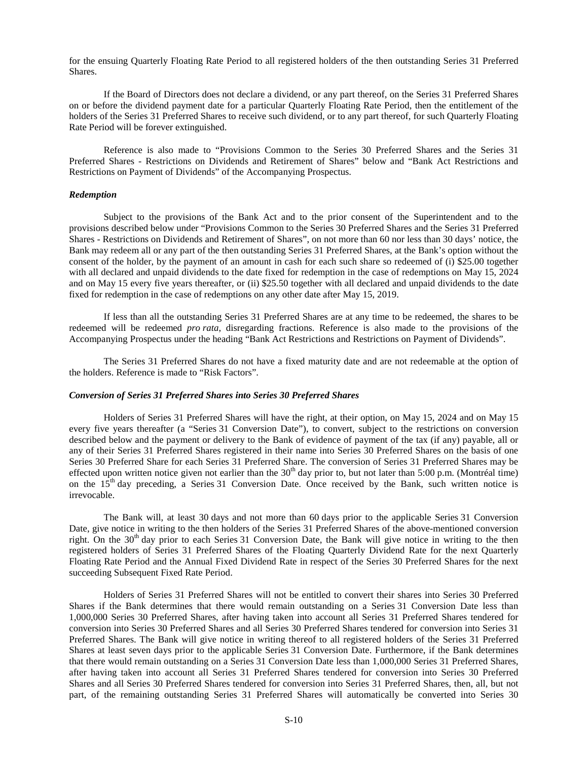for the ensuing Quarterly Floating Rate Period to all registered holders of the then outstanding Series 31 Preferred Shares.

If the Board of Directors does not declare a dividend, or any part thereof, on the Series 31 Preferred Shares on or before the dividend payment date for a particular Quarterly Floating Rate Period, then the entitlement of the holders of the Series 31 Preferred Shares to receive such dividend, or to any part thereof, for such Quarterly Floating Rate Period will be forever extinguished.

Reference is also made to "Provisions Common to the Series 30 Preferred Shares and the Series 31 Preferred Shares - Restrictions on Dividends and Retirement of Shares" below and "Bank Act Restrictions and Restrictions on Payment of Dividends" of the Accompanying Prospectus.

***Redemption***

Subject to the provisions of the Bank Act and to the prior consent of the Superintendent and to the provisions described below under "Provisions Common to the Series 30 Preferred Shares and the Series 31 Preferred Shares - Restrictions on Dividends and Retirement of Shares", on not more than 60 nor less than 30 days' notice, the Bank may redeem all or any part of the then outstanding Series 31 Preferred Shares, at the Bank's option without the consent of the holder, by the payment of an amount in cash for each such share so redeemed of (i) $25.00 together with all declared and unpaid dividends to the date fixed for redemption in the case of redemptions on May 15, 2024 and on May 15 every five years thereafter, or (ii) $25.50 together with all declared and unpaid dividends to the date fixed for redemption in the case of redemptions on any other date after May 15, 2019.

If less than all the outstanding Series 31 Preferred Shares are at any time to be redeemed, the shares to be redeemed will be redeemed *pro rata*, disregarding fractions. Reference is also made to the provisions of the Accompanying Prospectus under the heading "Bank Act Restrictions and Restrictions on Payment of Dividends".

The Series 31 Preferred Shares do not have a fixed maturity date and are not redeemable at the option of the holders. Reference is made to "Risk Factors".

***Conversion of Series 31 Preferred Shares into Series 30 Preferred Shares***

Holders of Series 31 Preferred Shares will have the right, at their option, on May 15, 2024 and on May 15 every five years thereafter (a "Series 31 Conversion Date"), to convert, subject to the restrictions on conversion described below and the payment or delivery to the Bank of evidence of payment of the tax (if any) payable, all or any of their Series 31 Preferred Shares registered in their name into Series 30 Preferred Shares on the basis of one Series 30 Preferred Share for each Series 31 Preferred Share. The conversion of Series 31 Preferred Shares may be effected upon written notice given not earlier than the 30th day prior to, but not later than 5:00 p.m. (Montréal time) on the 15th day preceding, a Series 31 Conversion Date. Once received by the Bank, such written notice is irrevocable.

The Bank will, at least 30 days and not more than 60 days prior to the applicable Series 31 Conversion Date, give notice in writing to the then holders of the Series 31 Preferred Shares of the above-mentioned conversion right. On the 30th day prior to each Series 31 Conversion Date, the Bank will give notice in writing to the then registered holders of Series 31 Preferred Shares of the Floating Quarterly Dividend Rate for the next Quarterly Floating Rate Period and the Annual Fixed Dividend Rate in respect of the Series 30 Preferred Shares for the next succeeding Subsequent Fixed Rate Period.

Holders of Series 31 Preferred Shares will not be entitled to convert their shares into Series 30 Preferred Shares if the Bank determines that there would remain outstanding on a Series 31 Conversion Date less than 1,000,000 Series 30 Preferred Shares, after having taken into account all Series 31 Preferred Shares tendered for conversion into Series 30 Preferred Shares and all Series 30 Preferred Shares tendered for conversion into Series 31 Preferred Shares. The Bank will give notice in writing thereof to all registered holders of the Series 31 Preferred Shares at least seven days prior to the applicable Series 31 Conversion Date. Furthermore, if the Bank determines that there would remain outstanding on a Series 31 Conversion Date less than 1,000,000 Series 31 Preferred Shares, after having taken into account all Series 31 Preferred Shares tendered for conversion into Series 30 Preferred Shares and all Series 30 Preferred Shares tendered for conversion into Series 31 Preferred Shares, then, all, but not part, of the remaining outstanding Series 31 Preferred Shares will automatically be converted into Series 30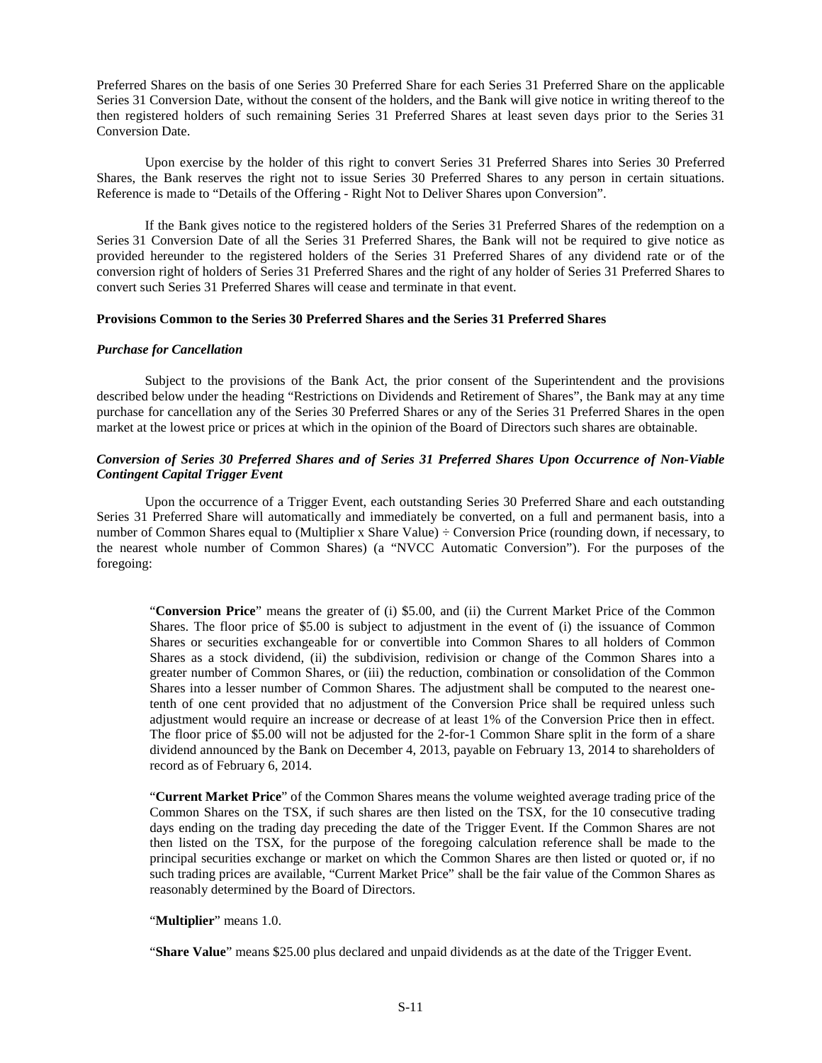Preferred Shares on the basis of one Series 30 Preferred Share for each Series 31 Preferred Share on the applicable Series 31 Conversion Date, without the consent of the holders, and the Bank will give notice in writing thereof to the then registered holders of such remaining Series 31 Preferred Shares at least seven days prior to the Series 31 Conversion Date.

Upon exercise by the holder of this right to convert Series 31 Preferred Shares into Series 30 Preferred Shares, the Bank reserves the right not to issue Series 30 Preferred Shares to any person in certain situations. Reference is made to "Details of the Offering - Right Not to Deliver Shares upon Conversion".

If the Bank gives notice to the registered holders of the Series 31 Preferred Shares of the redemption on a Series 31 Conversion Date of all the Series 31 Preferred Shares, the Bank will not be required to give notice as provided hereunder to the registered holders of the Series 31 Preferred Shares of any dividend rate or of the conversion right of holders of Series 31 Preferred Shares and the right of any holder of Series 31 Preferred Shares to convert such Series 31 Preferred Shares will cease and terminate in that event.

**Provisions Common to the Series 30 Preferred Shares and the Series 31 Preferred Shares**

***Purchase for Cancellation***

Subject to the provisions of the Bank Act, the prior consent of the Superintendent and the provisions described below under the heading "Restrictions on Dividends and Retirement of Shares", the Bank may at any time purchase for cancellation any of the Series 30 Preferred Shares or any of the Series 31 Preferred Shares in the open market at the lowest price or prices at which in the opinion of the Board of Directors such shares are obtainable.

***Conversion of Series 30 Preferred Shares and of Series 31 Preferred Shares Upon Occurrence of Non-Viable Contingent Capital Trigger Event***

Upon the occurrence of a Trigger Event, each outstanding Series 30 Preferred Share and each outstanding Series 31 Preferred Share will automatically and immediately be converted, on a full and permanent basis, into a number of Common Shares equal to (Multiplier x Share Value) ÷ Conversion Price (rounding down, if necessary, to the nearest whole number of Common Shares) (a "NVCC Automatic Conversion"). For the purposes of the foregoing:

> "**Conversion Price**" means the greater of (i) \$5.00, and (ii) the Current Market Price of the Common Shares. The floor price of \$5.00 is subject to adjustment in the event of (i) the issuance of Common Shares or securities exchangeable for or convertible into Common Shares to all holders of Common Shares as a stock dividend, (ii) the subdivision, redivision or change of the Common Shares into a greater number of Common Shares, or (iii) the reduction, combination or consolidation of the Common Shares into a lesser number of Common Shares. The adjustment shall be computed to the nearest one-tenth of one cent provided that no adjustment of the Conversion Price shall be required unless such adjustment would require an increase or decrease of at least 1% of the Conversion Price then in effect. The floor price of \$5.00 will not be adjusted for the 2-for-1 Common Share split in the form of a share dividend announced by the Bank on December 4, 2013, payable on February 13, 2014 to shareholders of record as of February 6, 2014.
>
> "**Current Market Price**" of the Common Shares means the volume weighted average trading price of the Common Shares on the TSX, if such shares are then listed on the TSX, for the 10 consecutive trading days ending on the trading day preceding the date of the Trigger Event. If the Common Shares are not then listed on the TSX, for the purpose of the foregoing calculation reference shall be made to the principal securities exchange or market on which the Common Shares are then listed or quoted or, if no such trading prices are available, "Current Market Price" shall be the fair value of the Common Shares as reasonably determined by the Board of Directors.
>
> "**Multiplier**" means 1.0.
>
> "**Share Value**" means \$25.00 plus declared and unpaid dividends as at the date of the Trigger Event.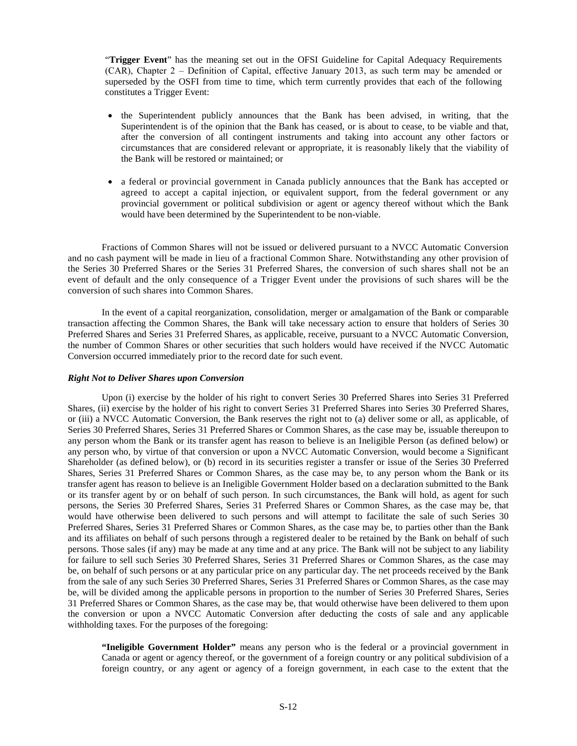"**Trigger Event**" has the meaning set out in the OFSI Guideline for Capital Adequacy Requirements (CAR), Chapter 2 – Definition of Capital, effective January 2013, as such term may be amended or superseded by the OSFI from time to time, which term currently provides that each of the following constitutes a Trigger Event:

- the Superintendent publicly announces that the Bank has been advised, in writing, that the Superintendent is of the opinion that the Bank has ceased, or is about to cease, to be viable and that, after the conversion of all contingent instruments and taking into account any other factors or circumstances that are considered relevant or appropriate, it is reasonably likely that the viability of the Bank will be restored or maintained; or
- a federal or provincial government in Canada publicly announces that the Bank has accepted or agreed to accept a capital injection, or equivalent support, from the federal government or any provincial government or political subdivision or agent or agency thereof without which the Bank would have been determined by the Superintendent to be non-viable.

Fractions of Common Shares will not be issued or delivered pursuant to a NVCC Automatic Conversion and no cash payment will be made in lieu of a fractional Common Share. Notwithstanding any other provision of the Series 30 Preferred Shares or the Series 31 Preferred Shares, the conversion of such shares shall not be an event of default and the only consequence of a Trigger Event under the provisions of such shares will be the conversion of such shares into Common Shares.

In the event of a capital reorganization, consolidation, merger or amalgamation of the Bank or comparable transaction affecting the Common Shares, the Bank will take necessary action to ensure that holders of Series 30 Preferred Shares and Series 31 Preferred Shares, as applicable, receive, pursuant to a NVCC Automatic Conversion, the number of Common Shares or other securities that such holders would have received if the NVCC Automatic Conversion occurred immediately prior to the record date for such event.

***Right Not to Deliver Shares upon Conversion***

Upon (i) exercise by the holder of his right to convert Series 30 Preferred Shares into Series 31 Preferred Shares, (ii) exercise by the holder of his right to convert Series 31 Preferred Shares into Series 30 Preferred Shares, or (iii) a NVCC Automatic Conversion, the Bank reserves the right not to (a) deliver some or all, as applicable, of Series 30 Preferred Shares, Series 31 Preferred Shares or Common Shares, as the case may be, issuable thereupon to any person whom the Bank or its transfer agent has reason to believe is an Ineligible Person (as defined below) or any person who, by virtue of that conversion or upon a NVCC Automatic Conversion, would become a Significant Shareholder (as defined below), or (b) record in its securities register a transfer or issue of the Series 30 Preferred Shares, Series 31 Preferred Shares or Common Shares, as the case may be, to any person whom the Bank or its transfer agent has reason to believe is an Ineligible Government Holder based on a declaration submitted to the Bank or its transfer agent by or on behalf of such person. In such circumstances, the Bank will hold, as agent for such persons, the Series 30 Preferred Shares, Series 31 Preferred Shares or Common Shares, as the case may be, that would have otherwise been delivered to such persons and will attempt to facilitate the sale of such Series 30 Preferred Shares, Series 31 Preferred Shares or Common Shares, as the case may be, to parties other than the Bank and its affiliates on behalf of such persons through a registered dealer to be retained by the Bank on behalf of such persons. Those sales (if any) may be made at any time and at any price. The Bank will not be subject to any liability for failure to sell such Series 30 Preferred Shares, Series 31 Preferred Shares or Common Shares, as the case may be, on behalf of such persons or at any particular price on any particular day. The net proceeds received by the Bank from the sale of any such Series 30 Preferred Shares, Series 31 Preferred Shares or Common Shares, as the case may be, will be divided among the applicable persons in proportion to the number of Series 30 Preferred Shares, Series 31 Preferred Shares or Common Shares, as the case may be, that would otherwise have been delivered to them upon the conversion or upon a NVCC Automatic Conversion after deducting the costs of sale and any applicable withholding taxes. For the purposes of the foregoing:

**"Ineligible Government Holder"** means any person who is the federal or a provincial government in Canada or agent or agency thereof, or the government of a foreign country or any political subdivision of a foreign country, or any agent or agency of a foreign government, in each case to the extent that the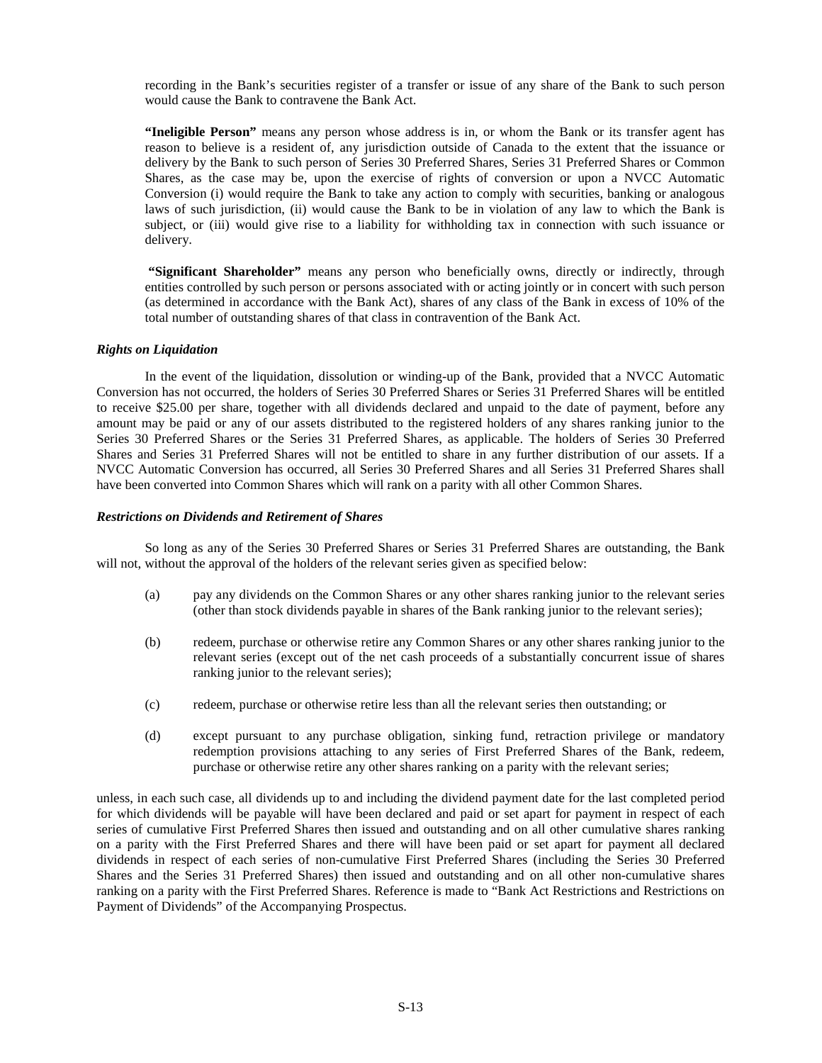recording in the Bank's securities register of a transfer or issue of any share of the Bank to such person would cause the Bank to contravene the Bank Act.

**"Ineligible Person"** means any person whose address is in, or whom the Bank or its transfer agent has reason to believe is a resident of, any jurisdiction outside of Canada to the extent that the issuance or delivery by the Bank to such person of Series 30 Preferred Shares, Series 31 Preferred Shares or Common Shares, as the case may be, upon the exercise of rights of conversion or upon a NVCC Automatic Conversion (i) would require the Bank to take any action to comply with securities, banking or analogous laws of such jurisdiction, (ii) would cause the Bank to be in violation of any law to which the Bank is subject, or (iii) would give rise to a liability for withholding tax in connection with such issuance or delivery.

**"Significant Shareholder"** means any person who beneficially owns, directly or indirectly, through entities controlled by such person or persons associated with or acting jointly or in concert with such person (as determined in accordance with the Bank Act), shares of any class of the Bank in excess of 10% of the total number of outstanding shares of that class in contravention of the Bank Act.

***Rights on Liquidation***

In the event of the liquidation, dissolution or winding-up of the Bank, provided that a NVCC Automatic Conversion has not occurred, the holders of Series 30 Preferred Shares or Series 31 Preferred Shares will be entitled to receive $25.00 per share, together with all dividends declared and unpaid to the date of payment, before any amount may be paid or any of our assets distributed to the registered holders of any shares ranking junior to the Series 30 Preferred Shares or the Series 31 Preferred Shares, as applicable. The holders of Series 30 Preferred Shares and Series 31 Preferred Shares will not be entitled to share in any further distribution of our assets. If a NVCC Automatic Conversion has occurred, all Series 30 Preferred Shares and all Series 31 Preferred Shares shall have been converted into Common Shares which will rank on a parity with all other Common Shares.

***Restrictions on Dividends and Retirement of Shares***

So long as any of the Series 30 Preferred Shares or Series 31 Preferred Shares are outstanding, the Bank will not, without the approval of the holders of the relevant series given as specified below:

(a) pay any dividends on the Common Shares or any other shares ranking junior to the relevant series (other than stock dividends payable in shares of the Bank ranking junior to the relevant series);

(b) redeem, purchase or otherwise retire any Common Shares or any other shares ranking junior to the relevant series (except out of the net cash proceeds of a substantially concurrent issue of shares ranking junior to the relevant series);

(c) redeem, purchase or otherwise retire less than all the relevant series then outstanding; or

(d) except pursuant to any purchase obligation, sinking fund, retraction privilege or mandatory redemption provisions attaching to any series of First Preferred Shares of the Bank, redeem, purchase or otherwise retire any other shares ranking on a parity with the relevant series;

unless, in each such case, all dividends up to and including the dividend payment date for the last completed period for which dividends will be payable will have been declared and paid or set apart for payment in respect of each series of cumulative First Preferred Shares then issued and outstanding and on all other cumulative shares ranking on a parity with the First Preferred Shares and there will have been paid or set apart for payment all declared dividends in respect of each series of non-cumulative First Preferred Shares (including the Series 30 Preferred Shares and the Series 31 Preferred Shares) then issued and outstanding and on all other non-cumulative shares ranking on a parity with the First Preferred Shares. Reference is made to "Bank Act Restrictions and Restrictions on Payment of Dividends" of the Accompanying Prospectus.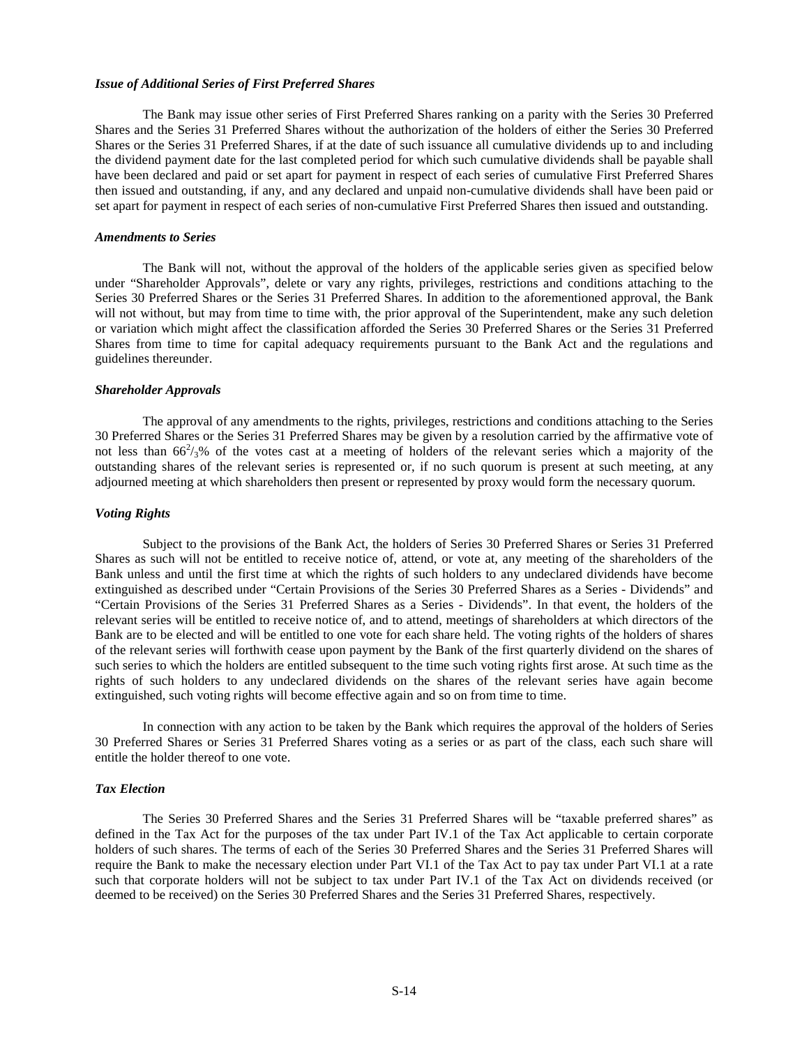### *Issue of Additional Series of First Preferred Shares*

The Bank may issue other series of First Preferred Shares ranking on a parity with the Series 30 Preferred Shares and the Series 31 Preferred Shares without the authorization of the holders of either the Series 30 Preferred Shares or the Series 31 Preferred Shares, if at the date of such issuance all cumulative dividends up to and including the dividend payment date for the last completed period for which such cumulative dividends shall be payable shall have been declared and paid or set apart for payment in respect of each series of cumulative First Preferred Shares then issued and outstanding, if any, and any declared and unpaid non-cumulative dividends shall have been paid or set apart for payment in respect of each series of non-cumulative First Preferred Shares then issued and outstanding.

### *Amendments to Series*

The Bank will not, without the approval of the holders of the applicable series given as specified below under "Shareholder Approvals", delete or vary any rights, privileges, restrictions and conditions attaching to the Series 30 Preferred Shares or the Series 31 Preferred Shares. In addition to the aforementioned approval, the Bank will not without, but may from time to time with, the prior approval of the Superintendent, make any such deletion or variation which might affect the classification afforded the Series 30 Preferred Shares or the Series 31 Preferred Shares from time to time for capital adequacy requirements pursuant to the Bank Act and the regulations and guidelines thereunder.

### *Shareholder Approvals*

The approval of any amendments to the rights, privileges, restrictions and conditions attaching to the Series 30 Preferred Shares or the Series 31 Preferred Shares may be given by a resolution carried by the affirmative vote of not less than $66^2/_3$% of the votes cast at a meeting of holders of the relevant series which a majority of the outstanding shares of the relevant series is represented or, if no such quorum is present at such meeting, at any adjourned meeting at which shareholders then present or represented by proxy would form the necessary quorum.

### *Voting Rights*

Subject to the provisions of the Bank Act, the holders of Series 30 Preferred Shares or Series 31 Preferred Shares as such will not be entitled to receive notice of, attend, or vote at, any meeting of the shareholders of the Bank unless and until the first time at which the rights of such holders to any undeclared dividends have become extinguished as described under "Certain Provisions of the Series 30 Preferred Shares as a Series - Dividends" and "Certain Provisions of the Series 31 Preferred Shares as a Series - Dividends". In that event, the holders of the relevant series will be entitled to receive notice of, and to attend, meetings of shareholders at which directors of the Bank are to be elected and will be entitled to one vote for each share held. The voting rights of the holders of shares of the relevant series will forthwith cease upon payment by the Bank of the first quarterly dividend on the shares of such series to which the holders are entitled subsequent to the time such voting rights first arose. At such time as the rights of such holders to any undeclared dividends on the shares of the relevant series have again become extinguished, such voting rights will become effective again and so on from time to time.

In connection with any action to be taken by the Bank which requires the approval of the holders of Series 30 Preferred Shares or Series 31 Preferred Shares voting as a series or as part of the class, each such share will entitle the holder thereof to one vote.

### *Tax Election*

The Series 30 Preferred Shares and the Series 31 Preferred Shares will be "taxable preferred shares" as defined in the Tax Act for the purposes of the tax under Part IV.1 of the Tax Act applicable to certain corporate holders of such shares. The terms of each of the Series 30 Preferred Shares and the Series 31 Preferred Shares will require the Bank to make the necessary election under Part VI.1 of the Tax Act to pay tax under Part VI.1 at a rate such that corporate holders will not be subject to tax under Part IV.1 of the Tax Act on dividends received (or deemed to be received) on the Series 30 Preferred Shares and the Series 31 Preferred Shares, respectively.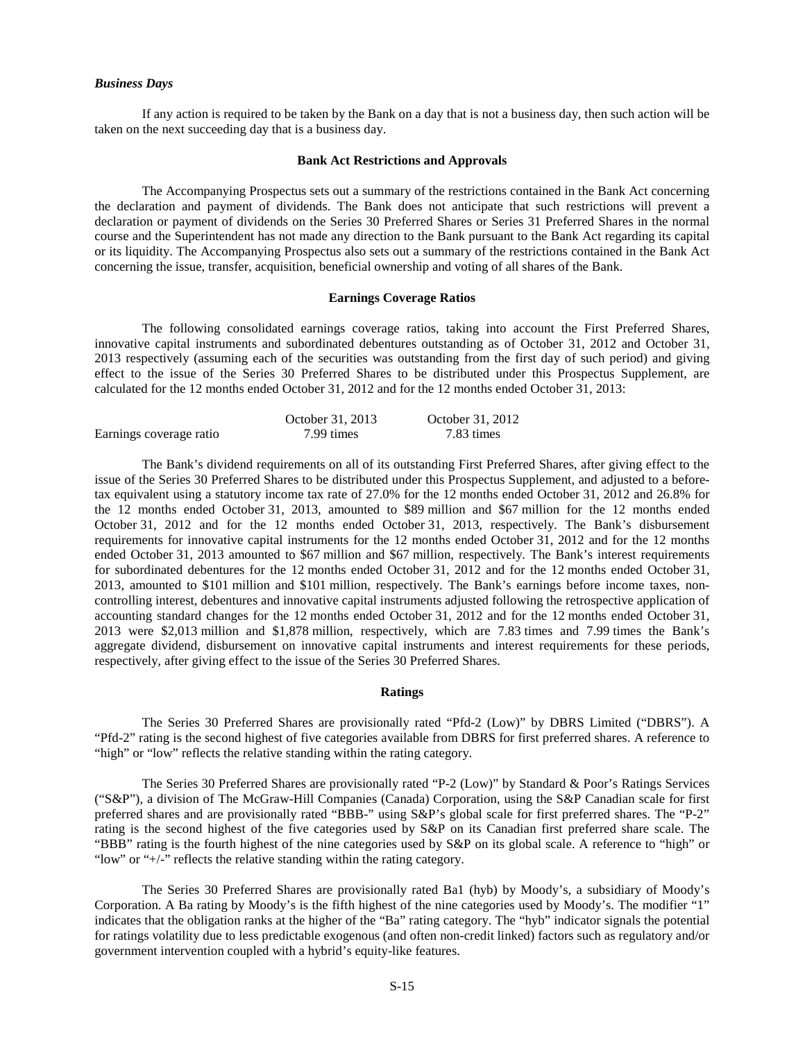### *Business Days*

If any action is required to be taken by the Bank on a day that is not a business day, then such action will be taken on the next succeeding day that is a business day.

## Bank Act Restrictions and Approvals

The Accompanying Prospectus sets out a summary of the restrictions contained in the Bank Act concerning the declaration and payment of dividends. The Bank does not anticipate that such restrictions will prevent a declaration or payment of dividends on the Series 30 Preferred Shares or Series 31 Preferred Shares in the normal course and the Superintendent has not made any direction to the Bank pursuant to the Bank Act regarding its capital or its liquidity. The Accompanying Prospectus also sets out a summary of the restrictions contained in the Bank Act concerning the issue, transfer, acquisition, beneficial ownership and voting of all shares of the Bank.

## Earnings Coverage Ratios

The following consolidated earnings coverage ratios, taking into account the First Preferred Shares, innovative capital instruments and subordinated debentures outstanding as of October 31, 2012 and October 31, 2013 respectively (assuming each of the securities was outstanding from the first day of such period) and giving effect to the issue of the Series 30 Preferred Shares to be distributed under this Prospectus Supplement, are calculated for the 12 months ended October 31, 2012 and for the 12 months ended October 31, 2013:

| | October 31, 2013 | October 31, 2012 |
|---|---|---|
| Earnings coverage ratio | 7.99 times | 7.83 times |

The Bank's dividend requirements on all of its outstanding First Preferred Shares, after giving effect to the issue of the Series 30 Preferred Shares to be distributed under this Prospectus Supplement, and adjusted to a before-tax equivalent using a statutory income tax rate of 27.0% for the 12 months ended October 31, 2012 and 26.8% for the 12 months ended October 31, 2013, amounted to \$89 million and \$67 million for the 12 months ended October 31, 2012 and for the 12 months ended October 31, 2013, respectively. The Bank's disbursement requirements for innovative capital instruments for the 12 months ended October 31, 2012 and for the 12 months ended October 31, 2013 amounted to \$67 million and \$67 million, respectively. The Bank's interest requirements for subordinated debentures for the 12 months ended October 31, 2012 and for the 12 months ended October 31, 2013, amounted to \$101 million and \$101 million, respectively. The Bank's earnings before income taxes, non-controlling interest, debentures and innovative capital instruments adjusted following the retrospective application of accounting standard changes for the 12 months ended October 31, 2012 and for the 12 months ended October 31, 2013 were \$2,013 million and \$1,878 million, respectively, which are 7.83 times and 7.99 times the Bank's aggregate dividend, disbursement on innovative capital instruments and interest requirements for these periods, respectively, after giving effect to the issue of the Series 30 Preferred Shares.

## Ratings

The Series 30 Preferred Shares are provisionally rated "Pfd-2 (Low)" by DBRS Limited ("DBRS"). A "Pfd-2" rating is the second highest of five categories available from DBRS for first preferred shares. A reference to "high" or "low" reflects the relative standing within the rating category.

The Series 30 Preferred Shares are provisionally rated "P-2 (Low)" by Standard & Poor's Ratings Services ("S&P"), a division of The McGraw-Hill Companies (Canada) Corporation, using the S&P Canadian scale for first preferred shares and are provisionally rated "BBB-" using S&P's global scale for first preferred shares. The "P-2" rating is the second highest of the five categories used by S&P on its Canadian first preferred share scale. The "BBB" rating is the fourth highest of the nine categories used by S&P on its global scale. A reference to "high" or "low" or "+/-" reflects the relative standing within the rating category.

The Series 30 Preferred Shares are provisionally rated Ba1 (hyb) by Moody's, a subsidiary of Moody's Corporation. A Ba rating by Moody's is the fifth highest of the nine categories used by Moody's. The modifier "1" indicates that the obligation ranks at the higher of the "Ba" rating category. The "hyb" indicator signals the potential for ratings volatility due to less predictable exogenous (and often non-credit linked) factors such as regulatory and/or government intervention coupled with a hybrid's equity-like features.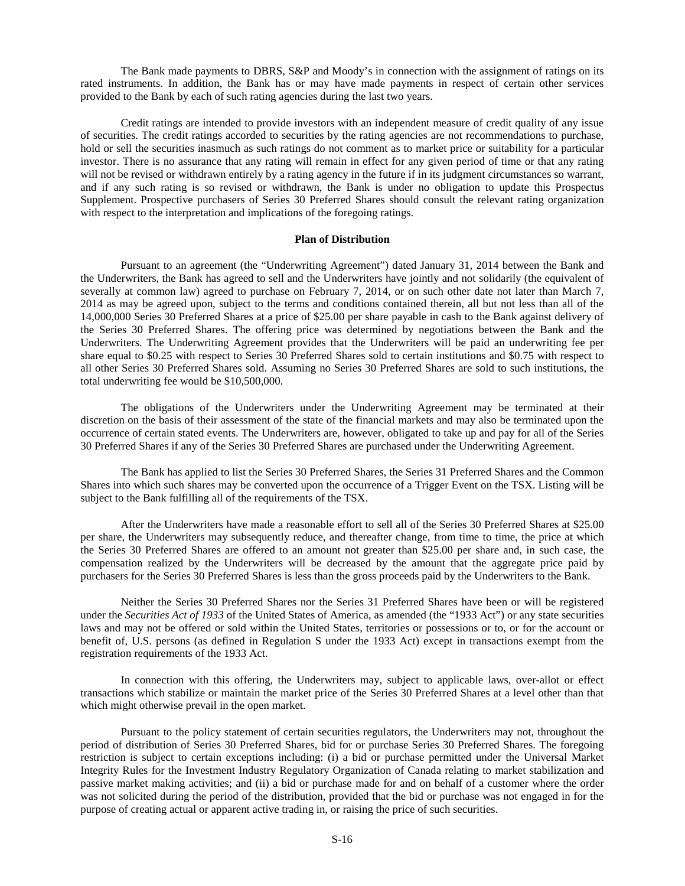The Bank made payments to DBRS, S&P and Moody's in connection with the assignment of ratings on its rated instruments. In addition, the Bank has or may have made payments in respect of certain other services provided to the Bank by each of such rating agencies during the last two years.

Credit ratings are intended to provide investors with an independent measure of credit quality of any issue of securities. The credit ratings accorded to securities by the rating agencies are not recommendations to purchase, hold or sell the securities inasmuch as such ratings do not comment as to market price or suitability for a particular investor. There is no assurance that any rating will remain in effect for any given period of time or that any rating will not be revised or withdrawn entirely by a rating agency in the future if in its judgment circumstances so warrant, and if any such rating is so revised or withdrawn, the Bank is under no obligation to update this Prospectus Supplement. Prospective purchasers of Series 30 Preferred Shares should consult the relevant rating organization with respect to the interpretation and implications of the foregoing ratings.

## Plan of Distribution

Pursuant to an agreement (the "Underwriting Agreement") dated January 31, 2014 between the Bank and the Underwriters, the Bank has agreed to sell and the Underwriters have jointly and not solidarily (the equivalent of severally at common law) agreed to purchase on February 7, 2014, or on such other date not later than March 7, 2014 as may be agreed upon, subject to the terms and conditions contained therein, all but not less than all of the 14,000,000 Series 30 Preferred Shares at a price of $25.00 per share payable in cash to the Bank against delivery of the Series 30 Preferred Shares. The offering price was determined by negotiations between the Bank and the Underwriters. The Underwriting Agreement provides that the Underwriters will be paid an underwriting fee per share equal to $0.25 with respect to Series 30 Preferred Shares sold to certain institutions and $0.75 with respect to all other Series 30 Preferred Shares sold. Assuming no Series 30 Preferred Shares are sold to such institutions, the total underwriting fee would be $10,500,000.

The obligations of the Underwriters under the Underwriting Agreement may be terminated at their discretion on the basis of their assessment of the state of the financial markets and may also be terminated upon the occurrence of certain stated events. The Underwriters are, however, obligated to take up and pay for all of the Series 30 Preferred Shares if any of the Series 30 Preferred Shares are purchased under the Underwriting Agreement.

The Bank has applied to list the Series 30 Preferred Shares, the Series 31 Preferred Shares and the Common Shares into which such shares may be converted upon the occurrence of a Trigger Event on the TSX. Listing will be subject to the Bank fulfilling all of the requirements of the TSX.

After the Underwriters have made a reasonable effort to sell all of the Series 30 Preferred Shares at $25.00 per share, the Underwriters may subsequently reduce, and thereafter change, from time to time, the price at which the Series 30 Preferred Shares are offered to an amount not greater than $25.00 per share and, in such case, the compensation realized by the Underwriters will be decreased by the amount that the aggregate price paid by purchasers for the Series 30 Preferred Shares is less than the gross proceeds paid by the Underwriters to the Bank.

Neither the Series 30 Preferred Shares nor the Series 31 Preferred Shares have been or will be registered under the *Securities Act of 1933* of the United States of America, as amended (the "1933 Act") or any state securities laws and may not be offered or sold within the United States, territories or possessions or to, or for the account or benefit of, U.S. persons (as defined in Regulation S under the 1933 Act) except in transactions exempt from the registration requirements of the 1933 Act.

In connection with this offering, the Underwriters may, subject to applicable laws, over-allot or effect transactions which stabilize or maintain the market price of the Series 30 Preferred Shares at a level other than that which might otherwise prevail in the open market.

Pursuant to the policy statement of certain securities regulators, the Underwriters may not, throughout the period of distribution of Series 30 Preferred Shares, bid for or purchase Series 30 Preferred Shares. The foregoing restriction is subject to certain exceptions including: (i) a bid or purchase permitted under the Universal Market Integrity Rules for the Investment Industry Regulatory Organization of Canada relating to market stabilization and passive market making activities; and (ii) a bid or purchase made for and on behalf of a customer where the order was not solicited during the period of the distribution, provided that the bid or purchase was not engaged in for the purpose of creating actual or apparent active trading in, or raising the price of such securities.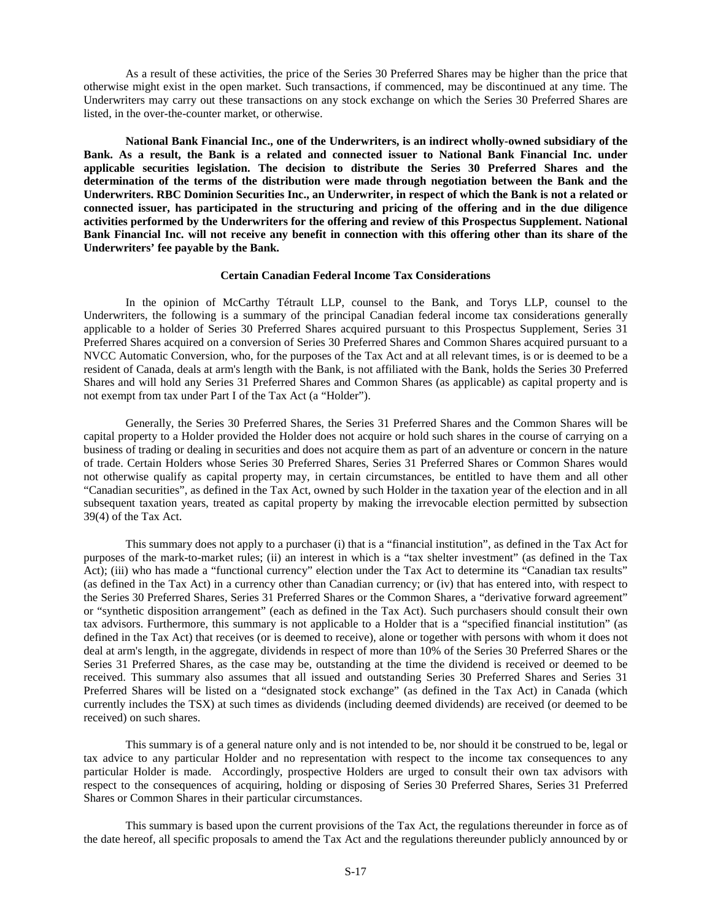As a result of these activities, the price of the Series 30 Preferred Shares may be higher than the price that otherwise might exist in the open market. Such transactions, if commenced, may be discontinued at any time. The Underwriters may carry out these transactions on any stock exchange on which the Series 30 Preferred Shares are listed, in the over-the-counter market, or otherwise.

**National Bank Financial Inc., one of the Underwriters, is an indirect wholly-owned subsidiary of the Bank. As a result, the Bank is a related and connected issuer to National Bank Financial Inc. under applicable securities legislation. The decision to distribute the Series 30 Preferred Shares and the determination of the terms of the distribution were made through negotiation between the Bank and the Underwriters. RBC Dominion Securities Inc., an Underwriter, in respect of which the Bank is not a related or connected issuer, has participated in the structuring and pricing of the offering and in the due diligence activities performed by the Underwriters for the offering and review of this Prospectus Supplement. National Bank Financial Inc. will not receive any benefit in connection with this offering other than its share of the Underwriters' fee payable by the Bank.**

## Certain Canadian Federal Income Tax Considerations

In the opinion of McCarthy Tétrault LLP, counsel to the Bank, and Torys LLP, counsel to the Underwriters, the following is a summary of the principal Canadian federal income tax considerations generally applicable to a holder of Series 30 Preferred Shares acquired pursuant to this Prospectus Supplement, Series 31 Preferred Shares acquired on a conversion of Series 30 Preferred Shares and Common Shares acquired pursuant to a NVCC Automatic Conversion, who, for the purposes of the Tax Act and at all relevant times, is or is deemed to be a resident of Canada, deals at arm's length with the Bank, is not affiliated with the Bank, holds the Series 30 Preferred Shares and will hold any Series 31 Preferred Shares and Common Shares (as applicable) as capital property and is not exempt from tax under Part I of the Tax Act (a "Holder").

Generally, the Series 30 Preferred Shares, the Series 31 Preferred Shares and the Common Shares will be capital property to a Holder provided the Holder does not acquire or hold such shares in the course of carrying on a business of trading or dealing in securities and does not acquire them as part of an adventure or concern in the nature of trade. Certain Holders whose Series 30 Preferred Shares, Series 31 Preferred Shares or Common Shares would not otherwise qualify as capital property may, in certain circumstances, be entitled to have them and all other "Canadian securities", as defined in the Tax Act, owned by such Holder in the taxation year of the election and in all subsequent taxation years, treated as capital property by making the irrevocable election permitted by subsection 39(4) of the Tax Act.

This summary does not apply to a purchaser (i) that is a "financial institution", as defined in the Tax Act for purposes of the mark-to-market rules; (ii) an interest in which is a "tax shelter investment" (as defined in the Tax Act); (iii) who has made a "functional currency" election under the Tax Act to determine its "Canadian tax results" (as defined in the Tax Act) in a currency other than Canadian currency; or (iv) that has entered into, with respect to the Series 30 Preferred Shares, Series 31 Preferred Shares or the Common Shares, a "derivative forward agreement" or "synthetic disposition arrangement" (each as defined in the Tax Act). Such purchasers should consult their own tax advisors. Furthermore, this summary is not applicable to a Holder that is a "specified financial institution" (as defined in the Tax Act) that receives (or is deemed to receive), alone or together with persons with whom it does not deal at arm's length, in the aggregate, dividends in respect of more than 10% of the Series 30 Preferred Shares or the Series 31 Preferred Shares, as the case may be, outstanding at the time the dividend is received or deemed to be received. This summary also assumes that all issued and outstanding Series 30 Preferred Shares and Series 31 Preferred Shares will be listed on a "designated stock exchange" (as defined in the Tax Act) in Canada (which currently includes the TSX) at such times as dividends (including deemed dividends) are received (or deemed to be received) on such shares.

This summary is of a general nature only and is not intended to be, nor should it be construed to be, legal or tax advice to any particular Holder and no representation with respect to the income tax consequences to any particular Holder is made. Accordingly, prospective Holders are urged to consult their own tax advisors with respect to the consequences of acquiring, holding or disposing of Series 30 Preferred Shares, Series 31 Preferred Shares or Common Shares in their particular circumstances.

This summary is based upon the current provisions of the Tax Act, the regulations thereunder in force as of the date hereof, all specific proposals to amend the Tax Act and the regulations thereunder publicly announced by or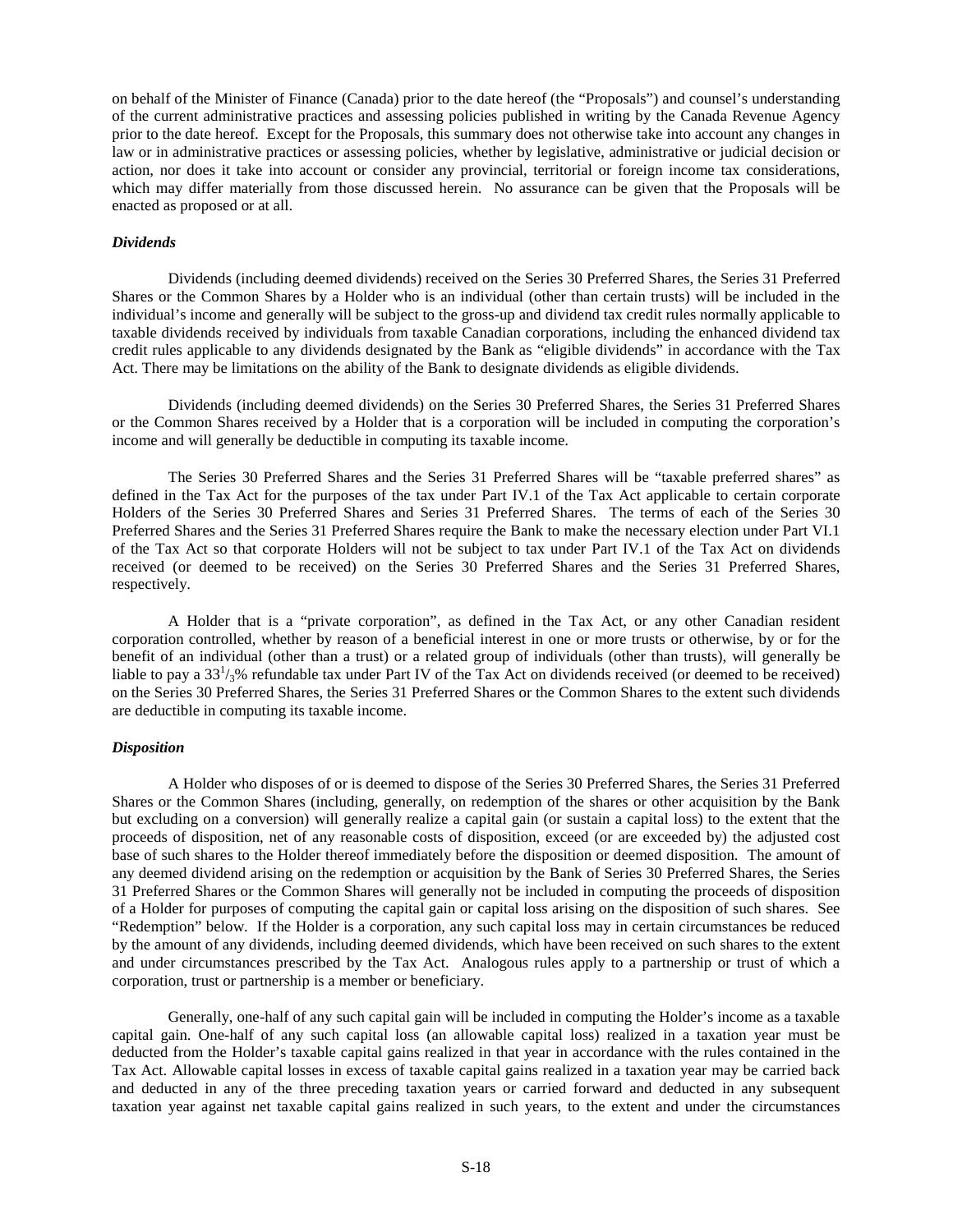on behalf of the Minister of Finance (Canada) prior to the date hereof (the "Proposals") and counsel's understanding of the current administrative practices and assessing policies published in writing by the Canada Revenue Agency prior to the date hereof. Except for the Proposals, this summary does not otherwise take into account any changes in law or in administrative practices or assessing policies, whether by legislative, administrative or judicial decision or action, nor does it take into account or consider any provincial, territorial or foreign income tax considerations, which may differ materially from those discussed herein. No assurance can be given that the Proposals will be enacted as proposed or at all.

***Dividends***

Dividends (including deemed dividends) received on the Series 30 Preferred Shares, the Series 31 Preferred Shares or the Common Shares by a Holder who is an individual (other than certain trusts) will be included in the individual's income and generally will be subject to the gross-up and dividend tax credit rules normally applicable to taxable dividends received by individuals from taxable Canadian corporations, including the enhanced dividend tax credit rules applicable to any dividends designated by the Bank as "eligible dividends" in accordance with the Tax Act. There may be limitations on the ability of the Bank to designate dividends as eligible dividends.

Dividends (including deemed dividends) on the Series 30 Preferred Shares, the Series 31 Preferred Shares or the Common Shares received by a Holder that is a corporation will be included in computing the corporation's income and will generally be deductible in computing its taxable income.

The Series 30 Preferred Shares and the Series 31 Preferred Shares will be "taxable preferred shares" as defined in the Tax Act for the purposes of the tax under Part IV.1 of the Tax Act applicable to certain corporate Holders of the Series 30 Preferred Shares and Series 31 Preferred Shares. The terms of each of the Series 30 Preferred Shares and the Series 31 Preferred Shares require the Bank to make the necessary election under Part VI.1 of the Tax Act so that corporate Holders will not be subject to tax under Part IV.1 of the Tax Act on dividends received (or deemed to be received) on the Series 30 Preferred Shares and the Series 31 Preferred Shares, respectively.

A Holder that is a "private corporation", as defined in the Tax Act, or any other Canadian resident corporation controlled, whether by reason of a beneficial interest in one or more trusts or otherwise, by or for the benefit of an individual (other than a trust) or a related group of individuals (other than trusts), will generally be liable to pay a $33^1/_3$% refundable tax under Part IV of the Tax Act on dividends received (or deemed to be received) on the Series 30 Preferred Shares, the Series 31 Preferred Shares or the Common Shares to the extent such dividends are deductible in computing its taxable income.

***Disposition***

A Holder who disposes of or is deemed to dispose of the Series 30 Preferred Shares, the Series 31 Preferred Shares or the Common Shares (including, generally, on redemption of the shares or other acquisition by the Bank but excluding on a conversion) will generally realize a capital gain (or sustain a capital loss) to the extent that the proceeds of disposition, net of any reasonable costs of disposition, exceed (or are exceeded by) the adjusted cost base of such shares to the Holder thereof immediately before the disposition or deemed disposition. The amount of any deemed dividend arising on the redemption or acquisition by the Bank of Series 30 Preferred Shares, the Series 31 Preferred Shares or the Common Shares will generally not be included in computing the proceeds of disposition of a Holder for purposes of computing the capital gain or capital loss arising on the disposition of such shares. See "Redemption" below. If the Holder is a corporation, any such capital loss may in certain circumstances be reduced by the amount of any dividends, including deemed dividends, which have been received on such shares to the extent and under circumstances prescribed by the Tax Act. Analogous rules apply to a partnership or trust of which a corporation, trust or partnership is a member or beneficiary.

Generally, one-half of any such capital gain will be included in computing the Holder's income as a taxable capital gain. One-half of any such capital loss (an allowable capital loss) realized in a taxation year must be deducted from the Holder's taxable capital gains realized in that year in accordance with the rules contained in the Tax Act. Allowable capital losses in excess of taxable capital gains realized in a taxation year may be carried back and deducted in any of the three preceding taxation years or carried forward and deducted in any subsequent taxation year against net taxable capital gains realized in such years, to the extent and under the circumstances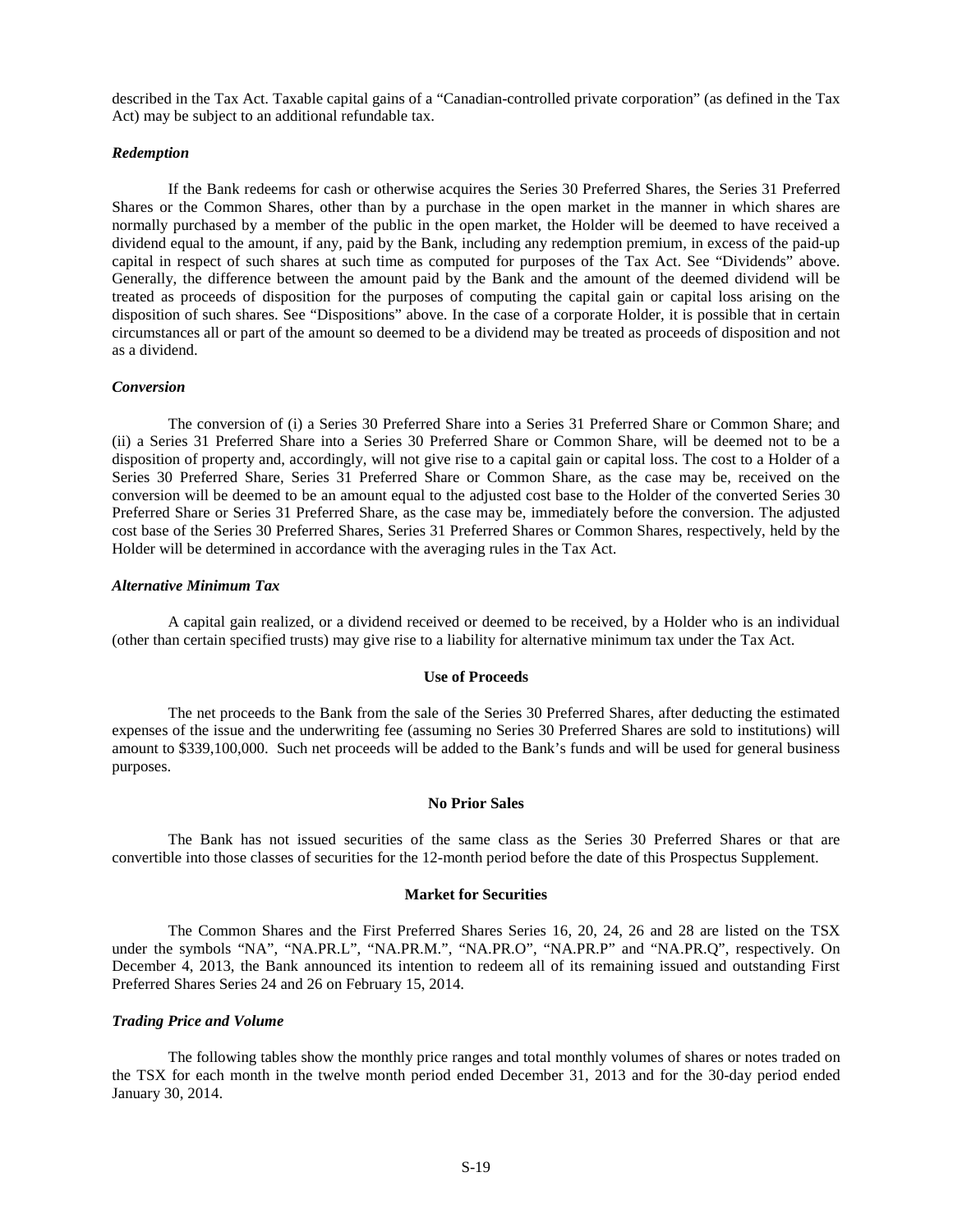described in the Tax Act. Taxable capital gains of a "Canadian-controlled private corporation" (as defined in the Tax Act) may be subject to an additional refundable tax.

### *Redemption*

If the Bank redeems for cash or otherwise acquires the Series 30 Preferred Shares, the Series 31 Preferred Shares or the Common Shares, other than by a purchase in the open market in the manner in which shares are normally purchased by a member of the public in the open market, the Holder will be deemed to have received a dividend equal to the amount, if any, paid by the Bank, including any redemption premium, in excess of the paid-up capital in respect of such shares at such time as computed for purposes of the Tax Act. See "Dividends" above. Generally, the difference between the amount paid by the Bank and the amount of the deemed dividend will be treated as proceeds of disposition for the purposes of computing the capital gain or capital loss arising on the disposition of such shares. See "Dispositions" above. In the case of a corporate Holder, it is possible that in certain circumstances all or part of the amount so deemed to be a dividend may be treated as proceeds of disposition and not as a dividend.

### *Conversion*

The conversion of (i) a Series 30 Preferred Share into a Series 31 Preferred Share or Common Share; and (ii) a Series 31 Preferred Share into a Series 30 Preferred Share or Common Share, will be deemed not to be a disposition of property and, accordingly, will not give rise to a capital gain or capital loss. The cost to a Holder of a Series 30 Preferred Share, Series 31 Preferred Share or Common Share, as the case may be, received on the conversion will be deemed to be an amount equal to the adjusted cost base to the Holder of the converted Series 30 Preferred Share or Series 31 Preferred Share, as the case may be, immediately before the conversion. The adjusted cost base of the Series 30 Preferred Shares, Series 31 Preferred Shares or Common Shares, respectively, held by the Holder will be determined in accordance with the averaging rules in the Tax Act.

### *Alternative Minimum Tax*

A capital gain realized, or a dividend received or deemed to be received, by a Holder who is an individual (other than certain specified trusts) may give rise to a liability for alternative minimum tax under the Tax Act.

## Use of Proceeds

The net proceeds to the Bank from the sale of the Series 30 Preferred Shares, after deducting the estimated expenses of the issue and the underwriting fee (assuming no Series 30 Preferred Shares are sold to institutions) will amount to $339,100,000. Such net proceeds will be added to the Bank's funds and will be used for general business purposes.

## No Prior Sales

The Bank has not issued securities of the same class as the Series 30 Preferred Shares or that are convertible into those classes of securities for the 12-month period before the date of this Prospectus Supplement.

## Market for Securities

The Common Shares and the First Preferred Shares Series 16, 20, 24, 26 and 28 are listed on the TSX under the symbols "NA", "NA.PR.L", "NA.PR.M.", "NA.PR.O", "NA.PR.P" and "NA.PR.Q", respectively. On December 4, 2013, the Bank announced its intention to redeem all of its remaining issued and outstanding First Preferred Shares Series 24 and 26 on February 15, 2014.

### *Trading Price and Volume*

The following tables show the monthly price ranges and total monthly volumes of shares or notes traded on the TSX for each month in the twelve month period ended December 31, 2013 and for the 30-day period ended January 30, 2014.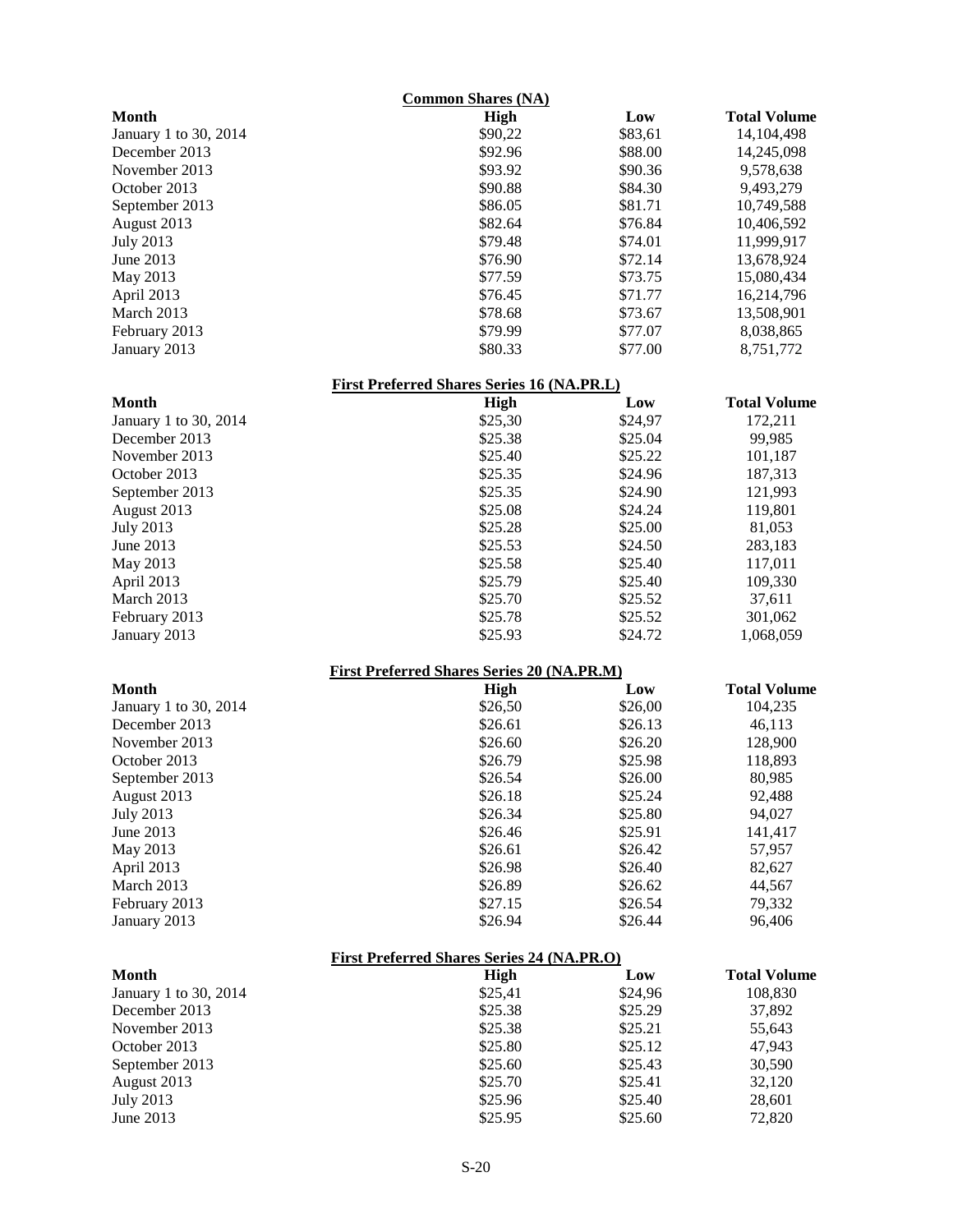**Common Shares (NA)**

| Month | High | Low | Total Volume |
|---|---|---|---|
| January 1 to 30, 2014 | $90,22 | $83,61 | 14,104,498 |
| December 2013 | $92.96 | $88.00 | 14,245,098 |
| November 2013 | $93.92 | $90.36 | 9,578,638 |
| October 2013 | $90.88 | $84.30 | 9,493,279 |
| September 2013 | $86.05 | $81.71 | 10,749,588 |
| August 2013 | $82.64 | $76.84 | 10,406,592 |
| July 2013 | $79.48 | $74.01 | 11,999,917 |
| June 2013 | $76.90 | $72.14 | 13,678,924 |
| May 2013 | $77.59 | $73.75 | 15,080,434 |
| April 2013 | $76.45 | $71.77 | 16,214,796 |
| March 2013 | $78.68 | $73.67 | 13,508,901 |
| February 2013 | $79.99 | $77.07 | 8,038,865 |
| January 2013 | $80.33 | $77.00 | 8,751,772 |

**First Preferred Shares Series 16 (NA.PR.L)**

| Month | High | Low | Total Volume |
|---|---|---|---|
| January 1 to 30, 2014 | $25,30 | $24,97 | 172,211 |
| December 2013 | $25.38 | $25.04 | 99,985 |
| November 2013 | $25.40 | $25.22 | 101,187 |
| October 2013 | $25.35 | $24.96 | 187,313 |
| September 2013 | $25.35 | $24.90 | 121,993 |
| August 2013 | $25.08 | $24.24 | 119,801 |
| July 2013 | $25.28 | $25.00 | 81,053 |
| June 2013 | $25.53 | $24.50 | 283,183 |
| May 2013 | $25.58 | $25.40 | 117,011 |
| April 2013 | $25.79 | $25.40 | 109,330 |
| March 2013 | $25.70 | $25.52 | 37,611 |
| February 2013 | $25.78 | $25.52 | 301,062 |
| January 2013 | $25.93 | $24.72 | 1,068,059 |

**First Preferred Shares Series 20 (NA.PR.M)**

| Month | High | Low | Total Volume |
|---|---|---|---|
| January 1 to 30, 2014 | $26,50 | $26,00 | 104,235 |
| December 2013 | $26.61 | $26.13 | 46,113 |
| November 2013 | $26.60 | $26.20 | 128,900 |
| October 2013 | $26.79 | $25.98 | 118,893 |
| September 2013 | $26.54 | $26.00 | 80,985 |
| August 2013 | $26.18 | $25.24 | 92,488 |
| July 2013 | $26.34 | $25.80 | 94,027 |
| June 2013 | $26.46 | $25.91 | 141,417 |
| May 2013 | $26.61 | $26.42 | 57,957 |
| April 2013 | $26.98 | $26.40 | 82,627 |
| March 2013 | $26.89 | $26.62 | 44,567 |
| February 2013 | $27.15 | $26.54 | 79,332 |
| January 2013 | $26.94 | $26.44 | 96,406 |

**First Preferred Shares Series 24 (NA.PR.O)**

| Month | High | Low | Total Volume |
|---|---|---|---|
| January 1 to 30, 2014 | $25,41 | $24,96 | 108,830 |
| December 2013 | $25.38 | $25.29 | 37,892 |
| November 2013 | $25.38 | $25.21 | 55,643 |
| October 2013 | $25.80 | $25.12 | 47,943 |
| September 2013 | $25.60 | $25.43 | 30,590 |
| August 2013 | $25.70 | $25.41 | 32,120 |
| July 2013 | $25.96 | $25.40 | 28,601 |
| June 2013 | $25.95 | $25.60 | 72,820 |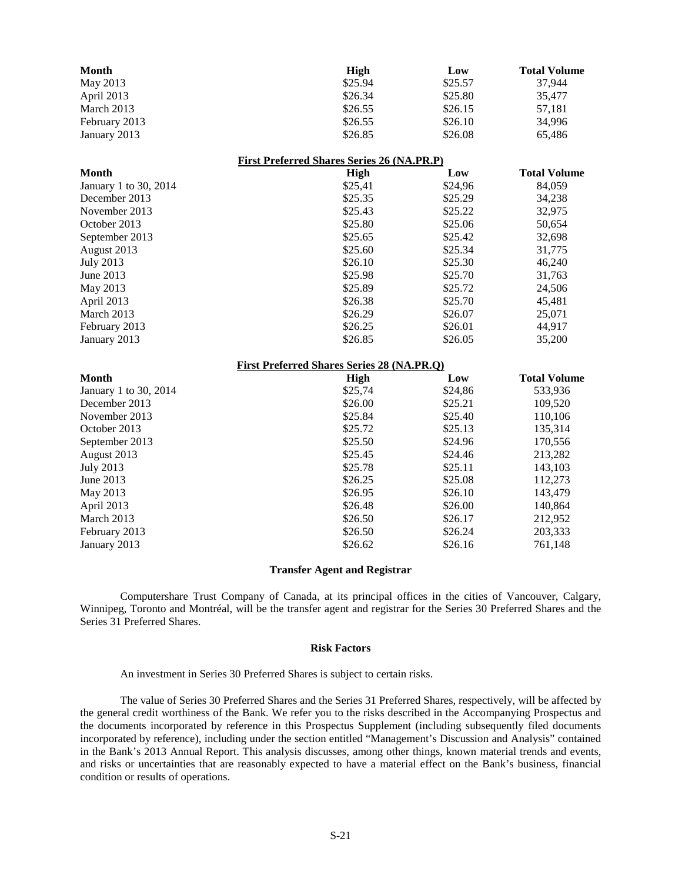| Month | High | Low | Total Volume |
|---|---|---|---|
| May 2013 | $25.94 | $25.57 | 37,944 |
| April 2013 | $26.34 | $25.80 | 35,477 |
| March 2013 | $26.55 | $26.15 | 57,181 |
| February 2013 | $26.55 | $26.10 | 34,996 |
| January 2013 | $26.85 | $26.08 | 65,486 |

**First Preferred Shares Series 26 (NA.PR.P)**

| Month | High | Low | Total Volume |
|---|---|---|---|
| January 1 to 30, 2014 | $25,41 | $24,96 | 84,059 |
| December 2013 | $25.35 | $25.29 | 34,238 |
| November 2013 | $25.43 | $25.22 | 32,975 |
| October 2013 | $25.80 | $25.06 | 50,654 |
| September 2013 | $25.65 | $25.42 | 32,698 |
| August 2013 | $25.60 | $25.34 | 31,775 |
| July 2013 | $26.10 | $25.30 | 46,240 |
| June 2013 | $25.98 | $25.70 | 31,763 |
| May 2013 | $25.89 | $25.72 | 24,506 |
| April 2013 | $26.38 | $25.70 | 45,481 |
| March 2013 | $26.29 | $26.07 | 25,071 |
| February 2013 | $26.25 | $26.01 | 44,917 |
| January 2013 | $26.85 | $26.05 | 35,200 |

**First Preferred Shares Series 28 (NA.PR.Q)**

| Month | High | Low | Total Volume |
|---|---|---|---|
| January 1 to 30, 2014 | $25,74 | $24,86 | 533,936 |
| December 2013 | $26.00 | $25.21 | 109,520 |
| November 2013 | $25.84 | $25.40 | 110,106 |
| October 2013 | $25.72 | $25.13 | 135,314 |
| September 2013 | $25.50 | $24.96 | 170,556 |
| August 2013 | $25.45 | $24.46 | 213,282 |
| July 2013 | $25.78 | $25.11 | 143,103 |
| June 2013 | $26.25 | $25.08 | 112,273 |
| May 2013 | $26.95 | $26.10 | 143,479 |
| April 2013 | $26.48 | $26.00 | 140,864 |
| March 2013 | $26.50 | $26.17 | 212,952 |
| February 2013 | $26.50 | $26.24 | 203,333 |
| January 2013 | $26.62 | $26.16 | 761,148 |

## Transfer Agent and Registrar

Computershare Trust Company of Canada, at its principal offices in the cities of Vancouver, Calgary, Winnipeg, Toronto and Montréal, will be the transfer agent and registrar for the Series 30 Preferred Shares and the Series 31 Preferred Shares.

## Risk Factors

An investment in Series 30 Preferred Shares is subject to certain risks.

The value of Series 30 Preferred Shares and the Series 31 Preferred Shares, respectively, will be affected by the general credit worthiness of the Bank. We refer you to the risks described in the Accompanying Prospectus and the documents incorporated by reference in this Prospectus Supplement (including subsequently filed documents incorporated by reference), including under the section entitled "Management's Discussion and Analysis" contained in the Bank's 2013 Annual Report. This analysis discusses, among other things, known material trends and events, and risks or uncertainties that are reasonably expected to have a material effect on the Bank's business, financial condition or results of operations.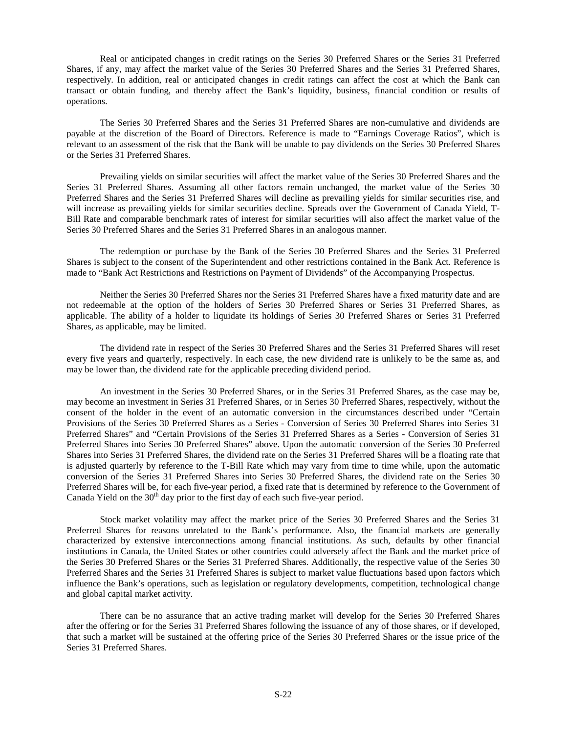Real or anticipated changes in credit ratings on the Series 30 Preferred Shares or the Series 31 Preferred Shares, if any, may affect the market value of the Series 30 Preferred Shares and the Series 31 Preferred Shares, respectively. In addition, real or anticipated changes in credit ratings can affect the cost at which the Bank can transact or obtain funding, and thereby affect the Bank's liquidity, business, financial condition or results of operations.

The Series 30 Preferred Shares and the Series 31 Preferred Shares are non-cumulative and dividends are payable at the discretion of the Board of Directors. Reference is made to "Earnings Coverage Ratios", which is relevant to an assessment of the risk that the Bank will be unable to pay dividends on the Series 30 Preferred Shares or the Series 31 Preferred Shares.

Prevailing yields on similar securities will affect the market value of the Series 30 Preferred Shares and the Series 31 Preferred Shares. Assuming all other factors remain unchanged, the market value of the Series 30 Preferred Shares and the Series 31 Preferred Shares will decline as prevailing yields for similar securities rise, and will increase as prevailing yields for similar securities decline. Spreads over the Government of Canada Yield, T-Bill Rate and comparable benchmark rates of interest for similar securities will also affect the market value of the Series 30 Preferred Shares and the Series 31 Preferred Shares in an analogous manner.

The redemption or purchase by the Bank of the Series 30 Preferred Shares and the Series 31 Preferred Shares is subject to the consent of the Superintendent and other restrictions contained in the Bank Act. Reference is made to "Bank Act Restrictions and Restrictions on Payment of Dividends" of the Accompanying Prospectus.

Neither the Series 30 Preferred Shares nor the Series 31 Preferred Shares have a fixed maturity date and are not redeemable at the option of the holders of Series 30 Preferred Shares or Series 31 Preferred Shares, as applicable. The ability of a holder to liquidate its holdings of Series 30 Preferred Shares or Series 31 Preferred Shares, as applicable, may be limited.

The dividend rate in respect of the Series 30 Preferred Shares and the Series 31 Preferred Shares will reset every five years and quarterly, respectively. In each case, the new dividend rate is unlikely to be the same as, and may be lower than, the dividend rate for the applicable preceding dividend period.

An investment in the Series 30 Preferred Shares, or in the Series 31 Preferred Shares, as the case may be, may become an investment in Series 31 Preferred Shares, or in Series 30 Preferred Shares, respectively, without the consent of the holder in the event of an automatic conversion in the circumstances described under "Certain Provisions of the Series 30 Preferred Shares as a Series - Conversion of Series 30 Preferred Shares into Series 31 Preferred Shares" and "Certain Provisions of the Series 31 Preferred Shares as a Series - Conversion of Series 31 Preferred Shares into Series 30 Preferred Shares" above. Upon the automatic conversion of the Series 30 Preferred Shares into Series 31 Preferred Shares, the dividend rate on the Series 31 Preferred Shares will be a floating rate that is adjusted quarterly by reference to the T-Bill Rate which may vary from time to time while, upon the automatic conversion of the Series 31 Preferred Shares into Series 30 Preferred Shares, the dividend rate on the Series 30 Preferred Shares will be, for each five-year period, a fixed rate that is determined by reference to the Government of Canada Yield on the 30th day prior to the first day of each such five-year period.

Stock market volatility may affect the market price of the Series 30 Preferred Shares and the Series 31 Preferred Shares for reasons unrelated to the Bank's performance. Also, the financial markets are generally characterized by extensive interconnections among financial institutions. As such, defaults by other financial institutions in Canada, the United States or other countries could adversely affect the Bank and the market price of the Series 30 Preferred Shares or the Series 31 Preferred Shares. Additionally, the respective value of the Series 30 Preferred Shares and the Series 31 Preferred Shares is subject to market value fluctuations based upon factors which influence the Bank's operations, such as legislation or regulatory developments, competition, technological change and global capital market activity.

There can be no assurance that an active trading market will develop for the Series 30 Preferred Shares after the offering or for the Series 31 Preferred Shares following the issuance of any of those shares, or if developed, that such a market will be sustained at the offering price of the Series 30 Preferred Shares or the issue price of the Series 31 Preferred Shares.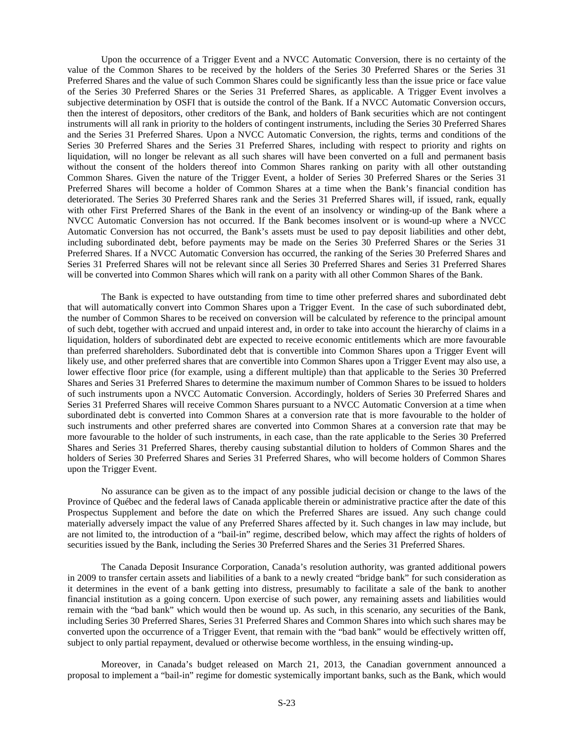Upon the occurrence of a Trigger Event and a NVCC Automatic Conversion, there is no certainty of the value of the Common Shares to be received by the holders of the Series 30 Preferred Shares or the Series 31 Preferred Shares and the value of such Common Shares could be significantly less than the issue price or face value of the Series 30 Preferred Shares or the Series 31 Preferred Shares, as applicable. A Trigger Event involves a subjective determination by OSFI that is outside the control of the Bank. If a NVCC Automatic Conversion occurs, then the interest of depositors, other creditors of the Bank, and holders of Bank securities which are not contingent instruments will all rank in priority to the holders of contingent instruments, including the Series 30 Preferred Shares and the Series 31 Preferred Shares. Upon a NVCC Automatic Conversion, the rights, terms and conditions of the Series 30 Preferred Shares and the Series 31 Preferred Shares, including with respect to priority and rights on liquidation, will no longer be relevant as all such shares will have been converted on a full and permanent basis without the consent of the holders thereof into Common Shares ranking on parity with all other outstanding Common Shares. Given the nature of the Trigger Event, a holder of Series 30 Preferred Shares or the Series 31 Preferred Shares will become a holder of Common Shares at a time when the Bank's financial condition has deteriorated. The Series 30 Preferred Shares rank and the Series 31 Preferred Shares will, if issued, rank, equally with other First Preferred Shares of the Bank in the event of an insolvency or winding-up of the Bank where a NVCC Automatic Conversion has not occurred. If the Bank becomes insolvent or is wound-up where a NVCC Automatic Conversion has not occurred, the Bank's assets must be used to pay deposit liabilities and other debt, including subordinated debt, before payments may be made on the Series 30 Preferred Shares or the Series 31 Preferred Shares. If a NVCC Automatic Conversion has occurred, the ranking of the Series 30 Preferred Shares and Series 31 Preferred Shares will not be relevant since all Series 30 Preferred Shares and Series 31 Preferred Shares will be converted into Common Shares which will rank on a parity with all other Common Shares of the Bank.

The Bank is expected to have outstanding from time to time other preferred shares and subordinated debt that will automatically convert into Common Shares upon a Trigger Event. In the case of such subordinated debt, the number of Common Shares to be received on conversion will be calculated by reference to the principal amount of such debt, together with accrued and unpaid interest and, in order to take into account the hierarchy of claims in a liquidation, holders of subordinated debt are expected to receive economic entitlements which are more favourable than preferred shareholders. Subordinated debt that is convertible into Common Shares upon a Trigger Event will likely use, and other preferred shares that are convertible into Common Shares upon a Trigger Event may also use, a lower effective floor price (for example, using a different multiple) than that applicable to the Series 30 Preferred Shares and Series 31 Preferred Shares to determine the maximum number of Common Shares to be issued to holders of such instruments upon a NVCC Automatic Conversion. Accordingly, holders of Series 30 Preferred Shares and Series 31 Preferred Shares will receive Common Shares pursuant to a NVCC Automatic Conversion at a time when subordinated debt is converted into Common Shares at a conversion rate that is more favourable to the holder of such instruments and other preferred shares are converted into Common Shares at a conversion rate that may be more favourable to the holder of such instruments, in each case, than the rate applicable to the Series 30 Preferred Shares and Series 31 Preferred Shares, thereby causing substantial dilution to holders of Common Shares and the holders of Series 30 Preferred Shares and Series 31 Preferred Shares, who will become holders of Common Shares upon the Trigger Event.

No assurance can be given as to the impact of any possible judicial decision or change to the laws of the Province of Québec and the federal laws of Canada applicable therein or administrative practice after the date of this Prospectus Supplement and before the date on which the Preferred Shares are issued. Any such change could materially adversely impact the value of any Preferred Shares affected by it. Such changes in law may include, but are not limited to, the introduction of a "bail-in" regime, described below, which may affect the rights of holders of securities issued by the Bank, including the Series 30 Preferred Shares and the Series 31 Preferred Shares.

The Canada Deposit Insurance Corporation, Canada's resolution authority, was granted additional powers in 2009 to transfer certain assets and liabilities of a bank to a newly created "bridge bank" for such consideration as it determines in the event of a bank getting into distress, presumably to facilitate a sale of the bank to another financial institution as a going concern. Upon exercise of such power, any remaining assets and liabilities would remain with the "bad bank" which would then be wound up. As such, in this scenario, any securities of the Bank, including Series 30 Preferred Shares, Series 31 Preferred Shares and Common Shares into which such shares may be converted upon the occurrence of a Trigger Event, that remain with the "bad bank" would be effectively written off, subject to only partial repayment, devalued or otherwise become worthless, in the ensuing winding-up.

Moreover, in Canada's budget released on March 21, 2013, the Canadian government announced a proposal to implement a "bail-in" regime for domestic systemically important banks, such as the Bank, which would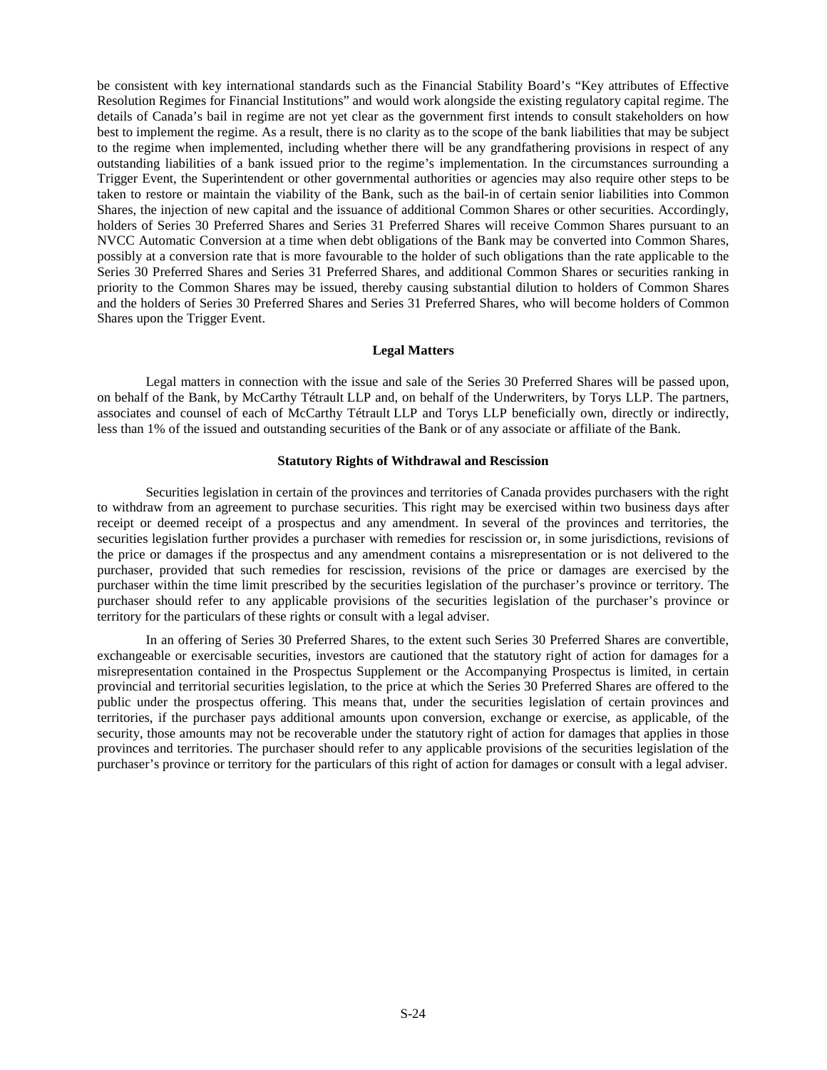be consistent with key international standards such as the Financial Stability Board's "Key attributes of Effective Resolution Regimes for Financial Institutions" and would work alongside the existing regulatory capital regime. The details of Canada's bail in regime are not yet clear as the government first intends to consult stakeholders on how best to implement the regime. As a result, there is no clarity as to the scope of the bank liabilities that may be subject to the regime when implemented, including whether there will be any grandfathering provisions in respect of any outstanding liabilities of a bank issued prior to the regime's implementation. In the circumstances surrounding a Trigger Event, the Superintendent or other governmental authorities or agencies may also require other steps to be taken to restore or maintain the viability of the Bank, such as the bail-in of certain senior liabilities into Common Shares, the injection of new capital and the issuance of additional Common Shares or other securities. Accordingly, holders of Series 30 Preferred Shares and Series 31 Preferred Shares will receive Common Shares pursuant to an NVCC Automatic Conversion at a time when debt obligations of the Bank may be converted into Common Shares, possibly at a conversion rate that is more favourable to the holder of such obligations than the rate applicable to the Series 30 Preferred Shares and Series 31 Preferred Shares, and additional Common Shares or securities ranking in priority to the Common Shares may be issued, thereby causing substantial dilution to holders of Common Shares and the holders of Series 30 Preferred Shares and Series 31 Preferred Shares, who will become holders of Common Shares upon the Trigger Event.

## Legal Matters

Legal matters in connection with the issue and sale of the Series 30 Preferred Shares will be passed upon, on behalf of the Bank, by McCarthy Tétrault LLP and, on behalf of the Underwriters, by Torys LLP. The partners, associates and counsel of each of McCarthy Tétrault LLP and Torys LLP beneficially own, directly or indirectly, less than 1% of the issued and outstanding securities of the Bank or of any associate or affiliate of the Bank.

## Statutory Rights of Withdrawal and Rescission

Securities legislation in certain of the provinces and territories of Canada provides purchasers with the right to withdraw from an agreement to purchase securities. This right may be exercised within two business days after receipt or deemed receipt of a prospectus and any amendment. In several of the provinces and territories, the securities legislation further provides a purchaser with remedies for rescission or, in some jurisdictions, revisions of the price or damages if the prospectus and any amendment contains a misrepresentation or is not delivered to the purchaser, provided that such remedies for rescission, revisions of the price or damages are exercised by the purchaser within the time limit prescribed by the securities legislation of the purchaser's province or territory. The purchaser should refer to any applicable provisions of the securities legislation of the purchaser's province or territory for the particulars of these rights or consult with a legal adviser.

In an offering of Series 30 Preferred Shares, to the extent such Series 30 Preferred Shares are convertible, exchangeable or exercisable securities, investors are cautioned that the statutory right of action for damages for a misrepresentation contained in the Prospectus Supplement or the Accompanying Prospectus is limited, in certain provincial and territorial securities legislation, to the price at which the Series 30 Preferred Shares are offered to the public under the prospectus offering. This means that, under the securities legislation of certain provinces and territories, if the purchaser pays additional amounts upon conversion, exchange or exercise, as applicable, of the security, those amounts may not be recoverable under the statutory right of action for damages that applies in those provinces and territories. The purchaser should refer to any applicable provisions of the securities legislation of the purchaser's province or territory for the particulars of this right of action for damages or consult with a legal adviser.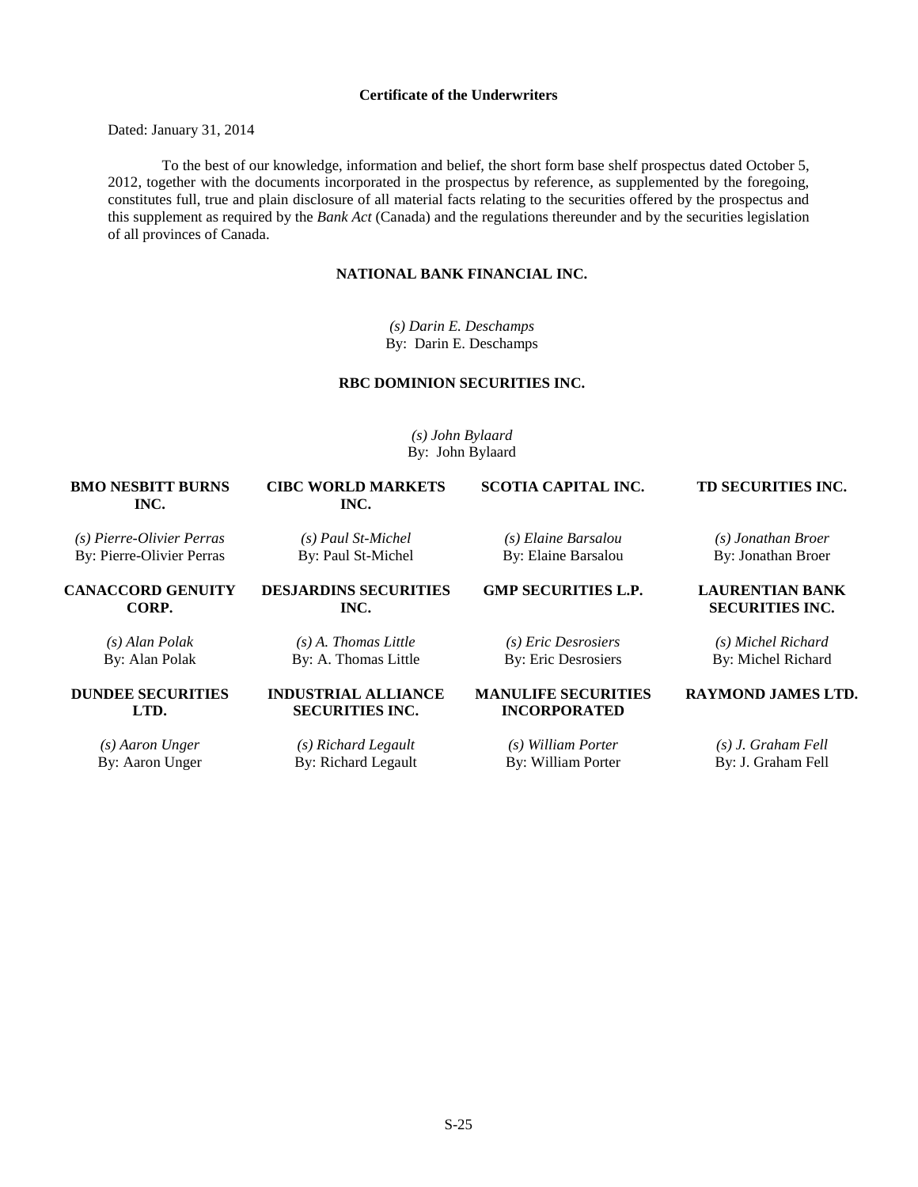**Certificate of the Underwriters**

Dated: January 31, 2014

To the best of our knowledge, information and belief, the short form base shelf prospectus dated October 5, 2012, together with the documents incorporated in the prospectus by reference, as supplemented by the foregoing, constitutes full, true and plain disclosure of all material facts relating to the securities offered by the prospectus and this supplement as required by the *Bank Act* (Canada) and the regulations thereunder and by the securities legislation of all provinces of Canada.

**NATIONAL BANK FINANCIAL INC.**

*(s) Darin E. Deschamps*
By: Darin E. Deschamps

**RBC DOMINION SECURITIES INC.**

*(s) John Bylaard*
By: John Bylaard

**BMO NESBITT BURNS INC.**

*(s) Pierre-Olivier Perras*
By: Pierre-Olivier Perras

**CIBC WORLD MARKETS INC.**

*(s) Paul St-Michel*
By: Paul St-Michel

**SCOTIA CAPITAL INC.**

*(s) Elaine Barsalou*
By: Elaine Barsalou

**TD SECURITIES INC.**

*(s) Jonathan Broer*
By: Jonathan Broer

**CANACCORD GENUITY CORP.**

*(s) Alan Polak*
By: Alan Polak

**DESJARDINS SECURITIES INC.**

*(s) A. Thomas Little*
By: A. Thomas Little

**GMP SECURITIES L.P.**

*(s) Eric Desrosiers*
By: Eric Desrosiers

**LAURENTIAN BANK SECURITIES INC.**

*(s) Michel Richard*
By: Michel Richard

**DUNDEE SECURITIES LTD.**

*(s) Aaron Unger*
By: Aaron Unger

**INDUSTRIAL ALLIANCE SECURITIES INC.**

*(s) Richard Legault*
By: Richard Legault

**MANULIFE SECURITIES INCORPORATED**

*(s) William Porter*
By: William Porter

**RAYMOND JAMES LTD.**

*(s) J. Graham Fell*
By: J. Graham Fell